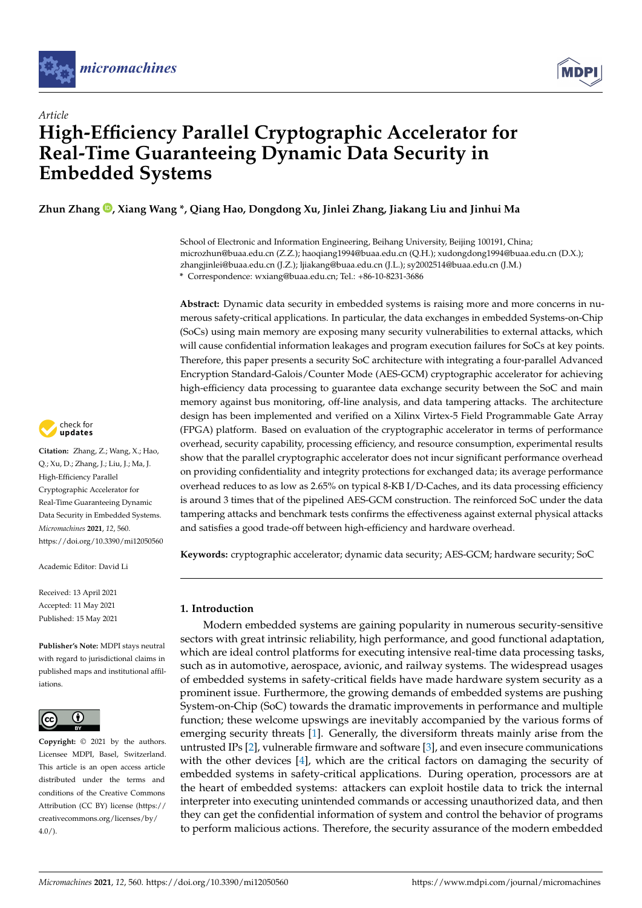*Article*

# High-Efficiency Parallel Cryptographic Accelerator for Real-Time Guaranteeing Dynamic Data Security in Embedded Systems

**Zhun Zhang , Xiang Wang \*, Qiang Hao, Dongdong Xu, Jinlei Zhang, Jiakang Liu and Jinhui Ma**

School of Electronic and Information Engineering, Beihang University, Beijing 100191, China; microzhun@buaa.edu.cn (Z.Z.); haoqiang1994@buaa.edu.cn (Q.H.); xudongdong1994@buaa.edu.cn (D.X.); zhangjinlei@buaa.edu.cn (J.Z.); ljiakang@buaa.edu.cn (J.L.); sy2002514@buaa.edu.cn (J.M.)
\* Correspondence: wxiang@buaa.edu.cn; Tel.: +86-10-8231-3686

**Abstract:** Dynamic data security in embedded systems is raising more and more concerns in numerous safety-critical applications. In particular, the data exchanges in embedded Systems-on-Chip (SoCs) using main memory are exposing many security vulnerabilities to external attacks, which will cause confidential information leakages and program execution failures for SoCs at key points. Therefore, this paper presents a security SoC architecture with integrating a four-parallel Advanced Encryption Standard-Galois/Counter Mode (AES-GCM) cryptographic accelerator for achieving high-efficiency data processing to guarantee data exchange security between the SoC and main memory against bus monitoring, off-line analysis, and data tampering attacks. The architecture design has been implemented and verified on a Xilinx Virtex-5 Field Programmable Gate Array (FPGA) platform. Based on evaluation of the cryptographic accelerator in terms of performance overhead, security capability, processing efficiency, and resource consumption, experimental results show that the parallel cryptographic accelerator does not incur significant performance overhead on providing confidentiality and integrity protections for exchanged data; its average performance overhead reduces to as low as 2.65% on typical 8-KB I/D-Caches, and its data processing efficiency is around 3 times that of the pipelined AES-GCM construction. The reinforced SoC under the data tampering attacks and benchmark tests confirms the effectiveness against external physical attacks and satisfies a good trade-off between high-efficiency and hardware overhead.

**Keywords:** cryptographic accelerator; dynamic data security; AES-GCM; hardware security; SoC

**Citation:** Zhang, Z.; Wang, X.; Hao, Q.; Xu, D.; Zhang, J.; Liu, J.; Ma, J. High-Efficiency Parallel Cryptographic Accelerator for Real-Time Guaranteeing Dynamic Data Security in Embedded Systems. *Micromachines* **2021**, *12*, 560. https://doi.org/10.3390/mi12050560

Academic Editor: David Li

Received: 13 April 2021
Accepted: 11 May 2021
Published: 15 May 2021

**Publisher's Note:** MDPI stays neutral with regard to jurisdictional claims in published maps and institutional affiliations.

**Copyright:** © 2021 by the authors. Licensee MDPI, Basel, Switzerland. This article is an open access article distributed under the terms and conditions of the Creative Commons Attribution (CC BY) license (https://creativecommons.org/licenses/by/4.0/).

## 1. Introduction

Modern embedded systems are gaining popularity in numerous security-sensitive sectors with great intrinsic reliability, high performance, and good functional adaptation, which are ideal control platforms for executing intensive real-time data processing tasks, such as in automotive, aerospace, avionic, and railway systems. The widespread usages of embedded systems in safety-critical fields have made hardware system security as a prominent issue. Furthermore, the growing demands of embedded systems are pushing System-on-Chip (SoC) towards the dramatic improvements in performance and multiple function; these welcome upswings are inevitably accompanied by the various forms of emerging security threats [1]. Generally, the diversiform threats mainly arise from the untrusted IPs [2], vulnerable firmware and software [3], and even insecure communications with the other devices [4], which are the critical factors on damaging the security of embedded systems in safety-critical applications. During operation, processors are at the heart of embedded systems: attackers can exploit hostile data to trick the internal interpreter into executing unintended commands or accessing unauthorized data, and then they can get the confidential information of system and control the behavior of programs to perform malicious actions. Therefore, the security assurance of the modern embedded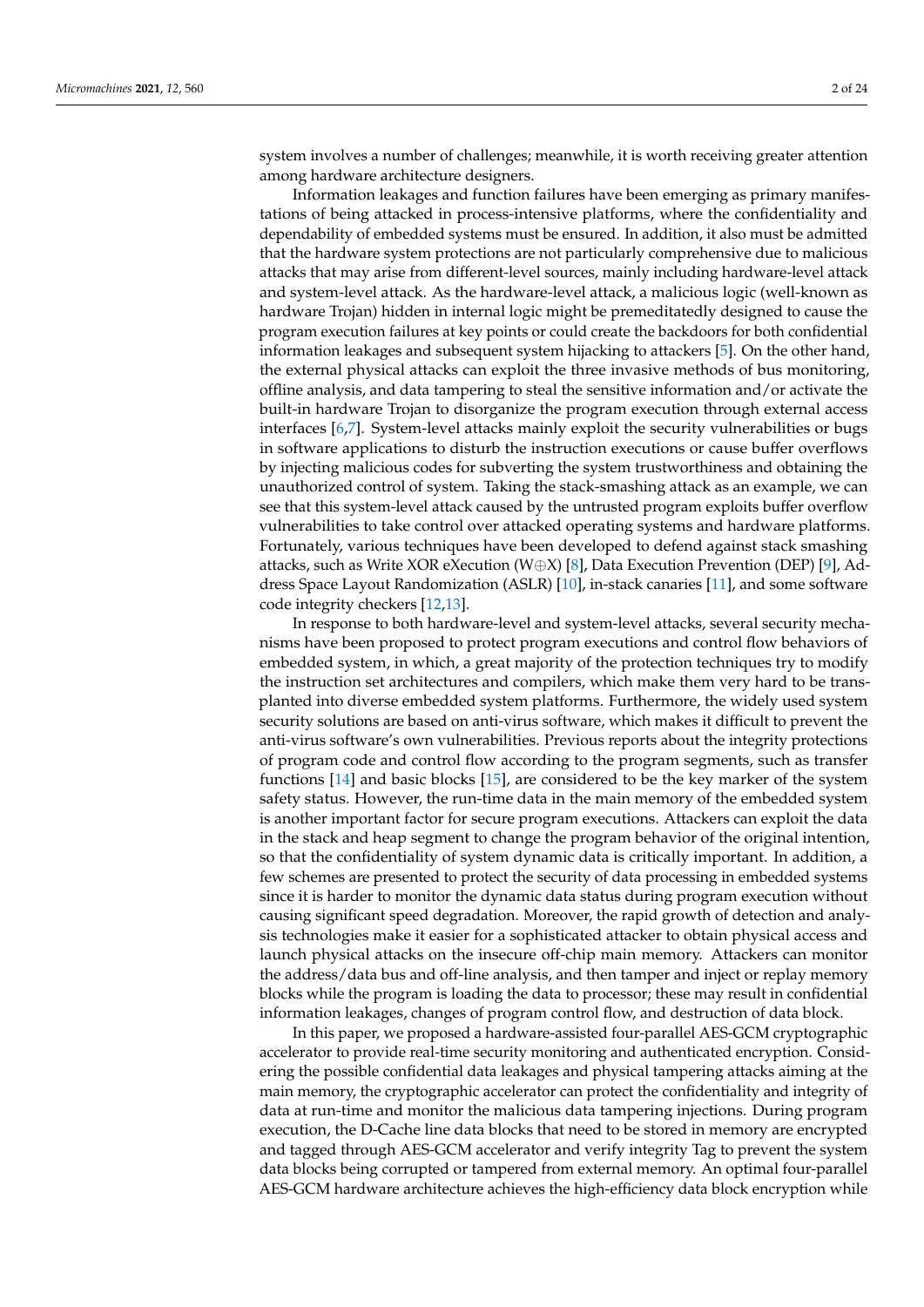system involves a number of challenges; meanwhile, it is worth receiving greater attention among hardware architecture designers.

Information leakages and function failures have been emerging as primary manifestations of being attacked in process-intensive platforms, where the confidentiality and dependability of embedded systems must be ensured. In addition, it also must be admitted that the hardware system protections are not particularly comprehensive due to malicious attacks that may arise from different-level sources, mainly including hardware-level attack and system-level attack. As the hardware-level attack, a malicious logic (well-known as hardware Trojan) hidden in internal logic might be premeditatedly designed to cause the program execution failures at key points or could create the backdoors for both confidential information leakages and subsequent system hijacking to attackers [5]. On the other hand, the external physical attacks can exploit the three invasive methods of bus monitoring, offline analysis, and data tampering to steal the sensitive information and/or activate the built-in hardware Trojan to disorganize the program execution through external access interfaces [6,7]. System-level attacks mainly exploit the security vulnerabilities or bugs in software applications to disturb the instruction executions or cause buffer overflows by injecting malicious codes for subverting the system trustworthiness and obtaining the unauthorized control of system. Taking the stack-smashing attack as an example, we can see that this system-level attack caused by the untrusted program exploits buffer overflow vulnerabilities to take control over attacked operating systems and hardware platforms. Fortunately, various techniques have been developed to defend against stack smashing attacks, such as Write XOR eXecution (W$\oplus$X) [8], Data Execution Prevention (DEP) [9], Address Space Layout Randomization (ASLR) [10], in-stack canaries [11], and some software code integrity checkers [12,13].

In response to both hardware-level and system-level attacks, several security mechanisms have been proposed to protect program executions and control flow behaviors of embedded system, in which, a great majority of the protection techniques try to modify the instruction set architectures and compilers, which make them very hard to be transplanted into diverse embedded system platforms. Furthermore, the widely used system security solutions are based on anti-virus software, which makes it difficult to prevent the anti-virus software's own vulnerabilities. Previous reports about the integrity protections of program code and control flow according to the program segments, such as transfer functions [14] and basic blocks [15], are considered to be the key marker of the system safety status. However, the run-time data in the main memory of the embedded system is another important factor for secure program executions. Attackers can exploit the data in the stack and heap segment to change the program behavior of the original intention, so that the confidentiality of system dynamic data is critically important. In addition, a few schemes are presented to protect the security of data processing in embedded systems since it is harder to monitor the dynamic data status during program execution without causing significant speed degradation. Moreover, the rapid growth of detection and analysis technologies make it easier for a sophisticated attacker to obtain physical access and launch physical attacks on the insecure off-chip main memory. Attackers can monitor the address/data bus and off-line analysis, and then tamper and inject or replay memory blocks while the program is loading the data to processor; these may result in confidential information leakages, changes of program control flow, and destruction of data block.

In this paper, we proposed a hardware-assisted four-parallel AES-GCM cryptographic accelerator to provide real-time security monitoring and authenticated encryption. Considering the possible confidential data leakages and physical tampering attacks aiming at the main memory, the cryptographic accelerator can protect the confidentiality and integrity of data at run-time and monitor the malicious data tampering injections. During program execution, the D-Cache line data blocks that need to be stored in memory are encrypted and tagged through AES-GCM accelerator and verify integrity Tag to prevent the system data blocks being corrupted or tampered from external memory. An optimal four-parallel AES-GCM hardware architecture achieves the high-efficiency data block encryption while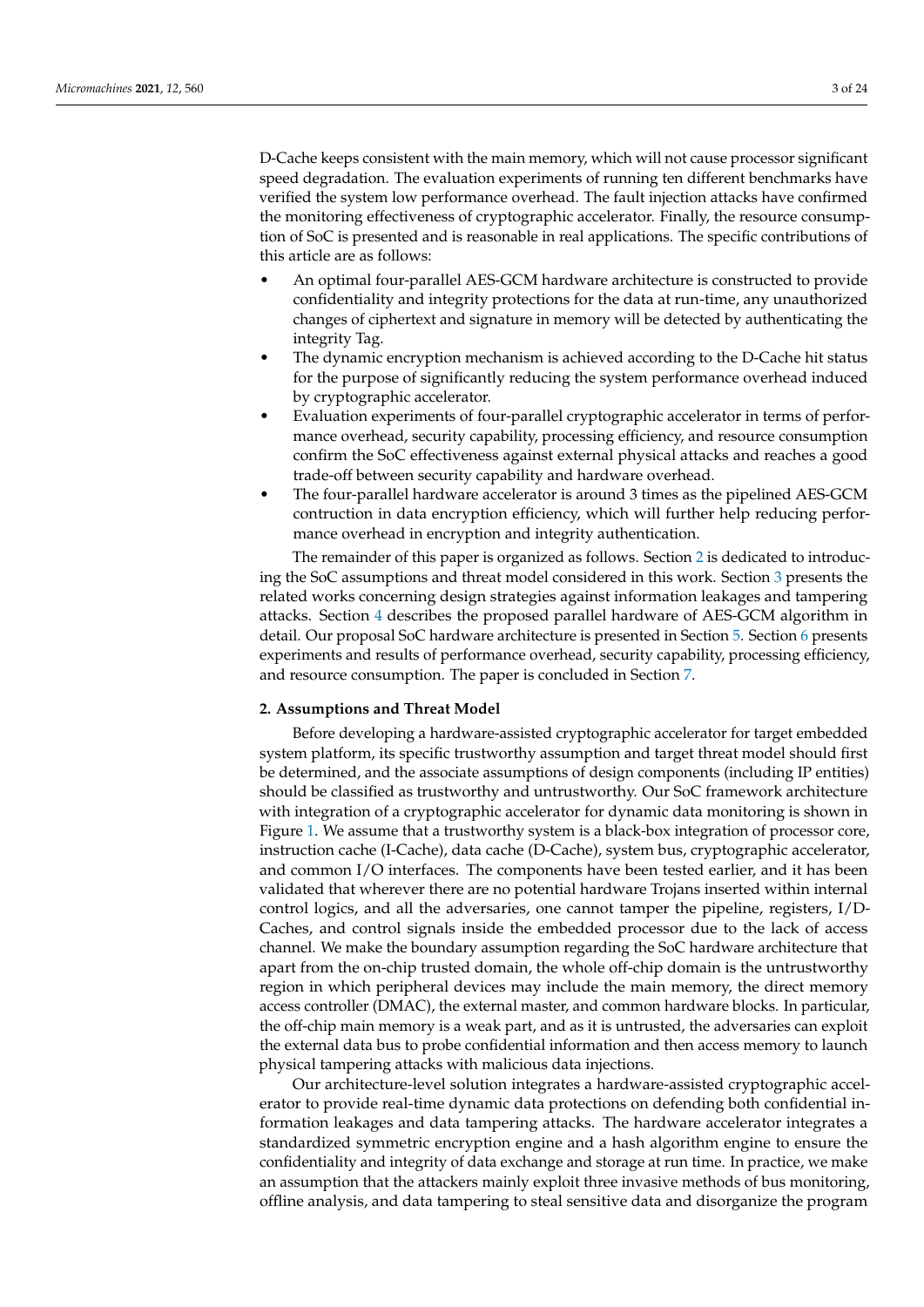D-Cache keeps consistent with the main memory, which will not cause processor significant speed degradation. The evaluation experiments of running ten different benchmarks have verified the system low performance overhead. The fault injection attacks have confirmed the monitoring effectiveness of cryptographic accelerator. Finally, the resource consumption of SoC is presented and is reasonable in real applications. The specific contributions of this article are as follows:

- An optimal four-parallel AES-GCM hardware architecture is constructed to provide confidentiality and integrity protections for the data at run-time, any unauthorized changes of ciphertext and signature in memory will be detected by authenticating the integrity Tag.
- The dynamic encryption mechanism is achieved according to the D-Cache hit status for the purpose of significantly reducing the system performance overhead induced by cryptographic accelerator.
- Evaluation experiments of four-parallel cryptographic accelerator in terms of performance overhead, security capability, processing efficiency, and resource consumption confirm the SoC effectiveness against external physical attacks and reaches a good trade-off between security capability and hardware overhead.
- The four-parallel hardware accelerator is around 3 times as the pipelined AES-GCM contruction in data encryption efficiency, which will further help reducing performance overhead in encryption and integrity authentication.

The remainder of this paper is organized as follows. Section 2 is dedicated to introducing the SoC assumptions and threat model considered in this work. Section 3 presents the related works concerning design strategies against information leakages and tampering attacks. Section 4 describes the proposed parallel hardware of AES-GCM algorithm in detail. Our proposal SoC hardware architecture is presented in Section 5. Section 6 presents experiments and results of performance overhead, security capability, processing efficiency, and resource consumption. The paper is concluded in Section 7.

## 2. Assumptions and Threat Model

Before developing a hardware-assisted cryptographic accelerator for target embedded system platform, its specific trustworthy assumption and target threat model should first be determined, and the associate assumptions of design components (including IP entities) should be classified as trustworthy and untrustworthy. Our SoC framework architecture with integration of a cryptographic accelerator for dynamic data monitoring is shown in Figure 1. We assume that a trustworthy system is a black-box integration of processor core, instruction cache (I-Cache), data cache (D-Cache), system bus, cryptographic accelerator, and common I/O interfaces. The components have been tested earlier, and it has been validated that wherever there are no potential hardware Trojans inserted within internal control logics, and all the adversaries, one cannot tamper the pipeline, registers, I/D-Caches, and control signals inside the embedded processor due to the lack of access channel. We make the boundary assumption regarding the SoC hardware architecture that apart from the on-chip trusted domain, the whole off-chip domain is the untrustworthy region in which peripheral devices may include the main memory, the direct memory access controller (DMAC), the external master, and common hardware blocks. In particular, the off-chip main memory is a weak part, and as it is untrusted, the adversaries can exploit the external data bus to probe confidential information and then access memory to launch physical tampering attacks with malicious data injections.

Our architecture-level solution integrates a hardware-assisted cryptographic accelerator to provide real-time dynamic data protections on defending both confidential information leakages and data tampering attacks. The hardware accelerator integrates a standardized symmetric encryption engine and a hash algorithm engine to ensure the confidentiality and integrity of data exchange and storage at run time. In practice, we make an assumption that the attackers mainly exploit three invasive methods of bus monitoring, offline analysis, and data tampering to steal sensitive data and disorganize the program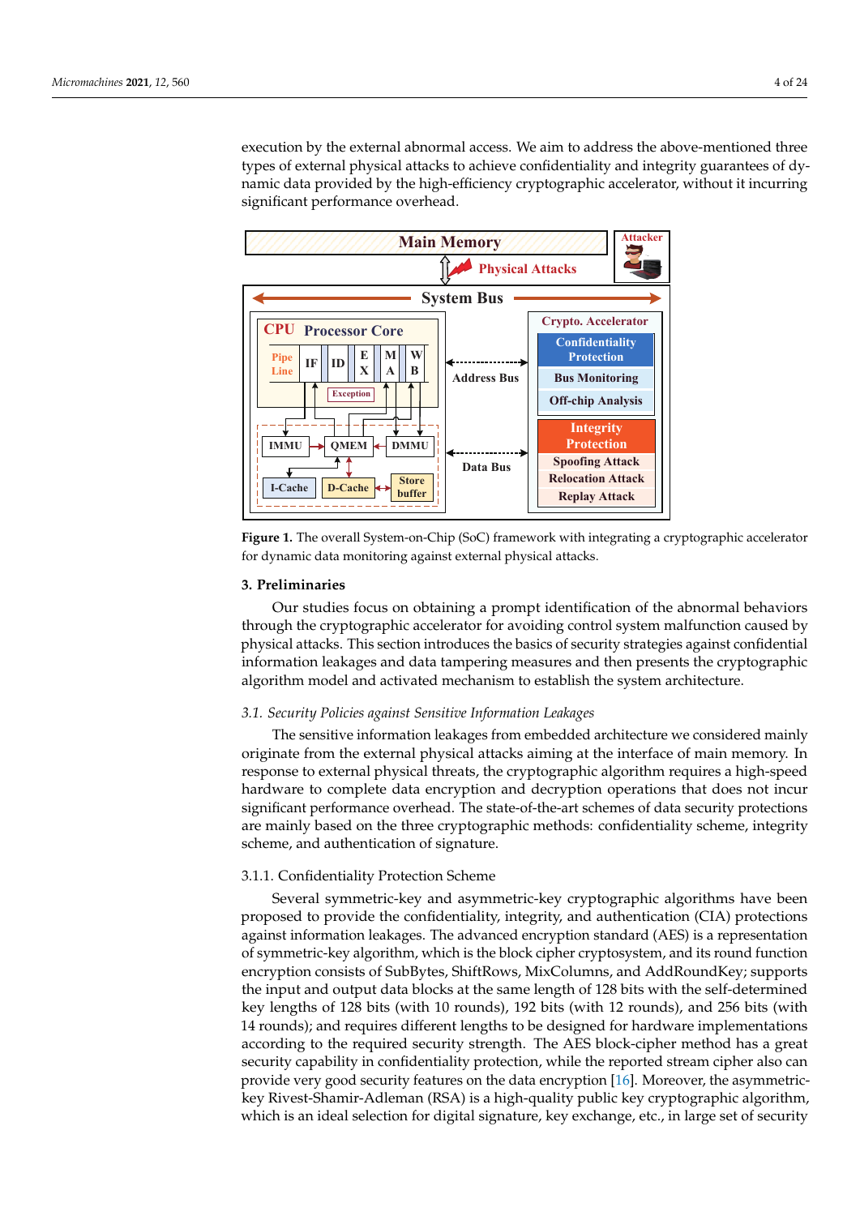execution by the external abnormal access. We aim to address the above-mentioned three types of external physical attacks to achieve confidentiality and integrity guarantees of dynamic data provided by the high-efficiency cryptographic accelerator, without it incurring significant performance overhead.

**Figure 1.** The overall System-on-Chip (SoC) framework with integrating a cryptographic accelerator for dynamic data monitoring against external physical attacks.

## 3. Preliminaries

Our studies focus on obtaining a prompt identification of the abnormal behaviors through the cryptographic accelerator for avoiding control system malfunction caused by physical attacks. This section introduces the basics of security strategies against confidential information leakages and data tampering measures and then presents the cryptographic algorithm model and activated mechanism to establish the system architecture.

### *3.1. Security Policies against Sensitive Information Leakages*

The sensitive information leakages from embedded architecture we considered mainly originate from the external physical attacks aiming at the interface of main memory. In response to external physical threats, the cryptographic algorithm requires a high-speed hardware to complete data encryption and decryption operations that does not incur significant performance overhead. The state-of-the-art schemes of data security protections are mainly based on the three cryptographic methods: confidentiality scheme, integrity scheme, and authentication of signature.

#### 3.1.1. Confidentiality Protection Scheme

Several symmetric-key and asymmetric-key cryptographic algorithms have been proposed to provide the confidentiality, integrity, and authentication (CIA) protections against information leakages. The advanced encryption standard (AES) is a representation of symmetric-key algorithm, which is the block cipher cryptosystem, and its round function encryption consists of SubBytes, ShiftRows, MixColumns, and AddRoundKey; supports the input and output data blocks at the same length of 128 bits with the self-determined key lengths of 128 bits (with 10 rounds), 192 bits (with 12 rounds), and 256 bits (with 14 rounds); and requires different lengths to be designed for hardware implementations according to the required security strength. The AES block-cipher method has a great security capability in confidentiality protection, while the reported stream cipher also can provide very good security features on the data encryption [16]. Moreover, the asymmetric-key Rivest-Shamir-Adleman (RSA) is a high-quality public key cryptographic algorithm, which is an ideal selection for digital signature, key exchange, etc., in large set of security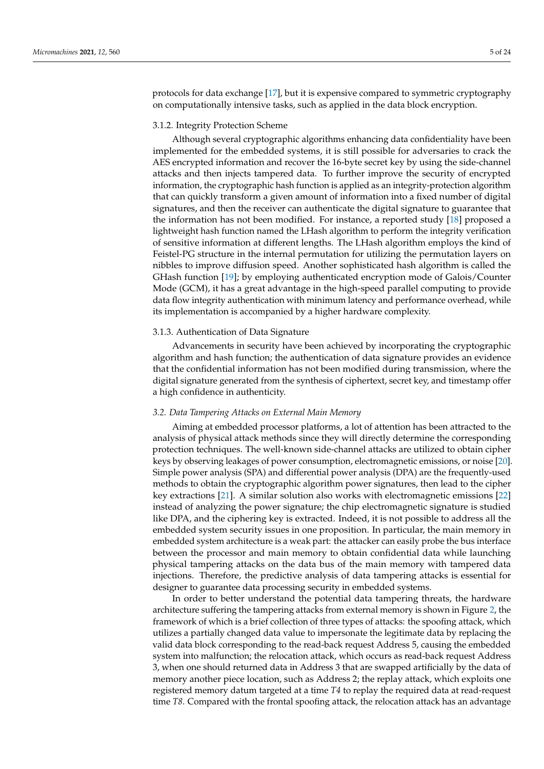protocols for data exchange [17], but it is expensive compared to symmetric cryptography on computationally intensive tasks, such as applied in the data block encryption.

#### 3.1.2. Integrity Protection Scheme

Although several cryptographic algorithms enhancing data confidentiality have been implemented for the embedded systems, it is still possible for adversaries to crack the AES encrypted information and recover the 16-byte secret key by using the side-channel attacks and then injects tampered data. To further improve the security of encrypted information, the cryptographic hash function is applied as an integrity-protection algorithm that can quickly transform a given amount of information into a fixed number of digital signatures, and then the receiver can authenticate the digital signature to guarantee that the information has not been modified. For instance, a reported study [18] proposed a lightweight hash function named the LHash algorithm to perform the integrity verification of sensitive information at different lengths. The LHash algorithm employs the kind of Feistel-PG structure in the internal permutation for utilizing the permutation layers on nibbles to improve diffusion speed. Another sophisticated hash algorithm is called the GHash function [19]; by employing authenticated encryption mode of Galois/Counter Mode (GCM), it has a great advantage in the high-speed parallel computing to provide data flow integrity authentication with minimum latency and performance overhead, while its implementation is accompanied by a higher hardware complexity.

#### 3.1.3. Authentication of Data Signature

Advancements in security have been achieved by incorporating the cryptographic algorithm and hash function; the authentication of data signature provides an evidence that the confidential information has not been modified during transmission, where the digital signature generated from the synthesis of ciphertext, secret key, and timestamp offer a high confidence in authenticity.

### *3.2. Data Tampering Attacks on External Main Memory*

Aiming at embedded processor platforms, a lot of attention has been attracted to the analysis of physical attack methods since they will directly determine the corresponding protection techniques. The well-known side-channel attacks are utilized to obtain cipher keys by observing leakages of power consumption, electromagnetic emissions, or noise [20]. Simple power analysis (SPA) and differential power analysis (DPA) are the frequently-used methods to obtain the cryptographic algorithm power signatures, then lead to the cipher key extractions [21]. A similar solution also works with electromagnetic emissions [22] instead of analyzing the power signature; the chip electromagnetic signature is studied like DPA, and the ciphering key is extracted. Indeed, it is not possible to address all the embedded system security issues in one proposition. In particular, the main memory in embedded system architecture is a weak part: the attacker can easily probe the bus interface between the processor and main memory to obtain confidential data while launching physical tampering attacks on the data bus of the main memory with tampered data injections. Therefore, the predictive analysis of data tampering attacks is essential for designer to guarantee data processing security in embedded systems.

In order to better understand the potential data tampering threats, the hardware architecture suffering the tampering attacks from external memory is shown in Figure 2, the framework of which is a brief collection of three types of attacks: the spoofing attack, which utilizes a partially changed data value to impersonate the legitimate data by replacing the valid data block corresponding to the read-back request Address 5, causing the embedded system into malfunction; the relocation attack, which occurs as read-back request Address 3, when one should returned data in Address 3 that are swapped artificially by the data of memory another piece location, such as Address 2; the replay attack, which exploits one registered memory datum targeted at a time *T4* to replay the required data at read-request time *T8*. Compared with the frontal spoofing attack, the relocation attack has an advantage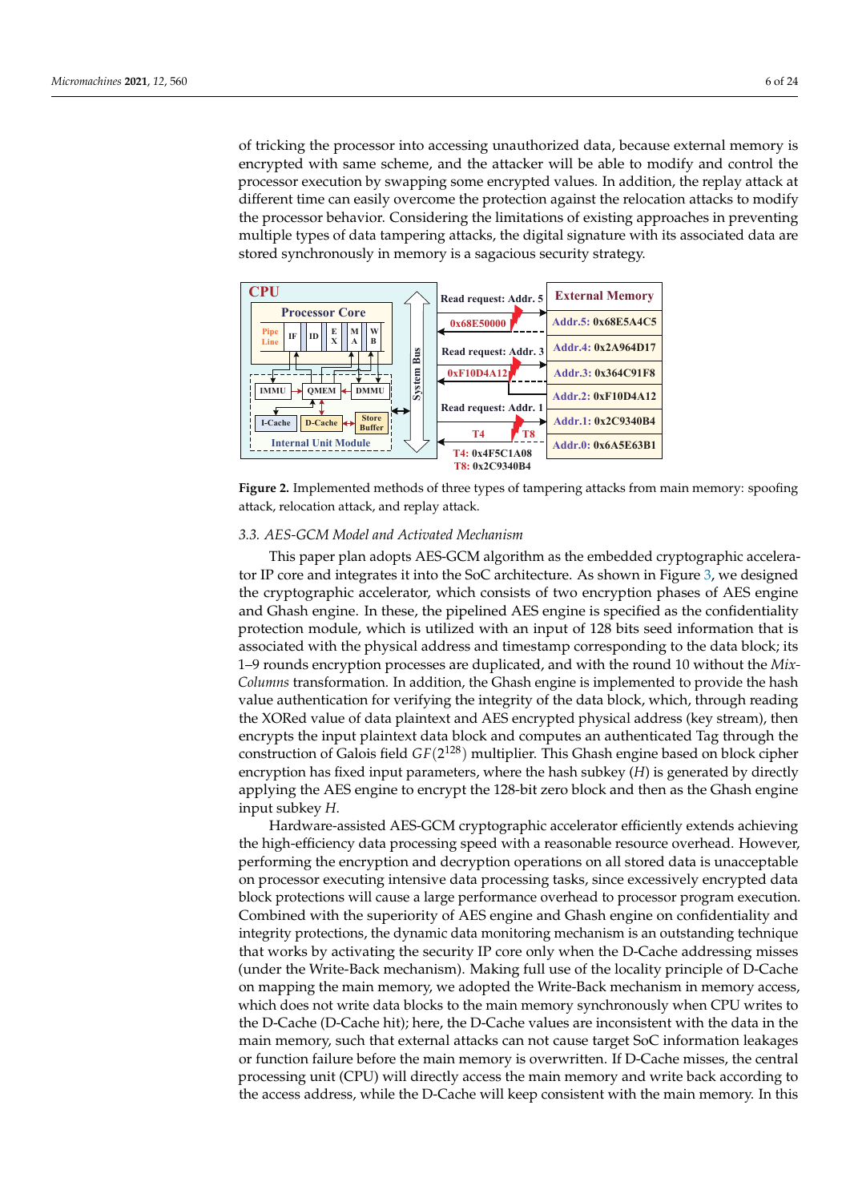of tricking the processor into accessing unauthorized data, because external memory is encrypted with same scheme, and the attacker will be able to modify and control the processor execution by swapping some encrypted values. In addition, the replay attack at different time can easily overcome the protection against the relocation attacks to modify the processor behavior. Considering the limitations of existing approaches in preventing multiple types of data tampering attacks, the digital signature with its associated data are stored synchronously in memory is a sagacious security strategy.

**Figure 2.** Implemented methods of three types of tampering attacks from main memory: spoofing attack, relocation attack, and replay attack.

### 3.3. AES-GCM Model and Activated Mechanism

This paper plan adopts AES-GCM algorithm as the embedded cryptographic accelerator IP core and integrates it into the SoC architecture. As shown in Figure 3, we designed the cryptographic accelerator, which consists of two encryption phases of AES engine and Ghash engine. In these, the pipelined AES engine is specified as the confidentiality protection module, which is utilized with an input of 128 bits seed information that is associated with the physical address and timestamp corresponding to the data block; its 1–9 rounds encryption processes are duplicated, and with the round 10 without the *Mix-Columns* transformation. In addition, the Ghash engine is implemented to provide the hash value authentication for verifying the integrity of the data block, which, through reading the XORed value of data plaintext and AES encrypted physical address (key stream), then encrypts the input plaintext data block and computes an authenticated Tag through the construction of Galois field $GF(2^{128})$ multiplier. This Ghash engine based on block cipher encryption has fixed input parameters, where the hash subkey ($H$) is generated by directly applying the AES engine to encrypt the 128-bit zero block and then as the Ghash engine input subkey $H$.

Hardware-assisted AES-GCM cryptographic accelerator efficiently extends achieving the high-efficiency data processing speed with a reasonable resource overhead. However, performing the encryption and decryption operations on all stored data is unacceptable on processor executing intensive data processing tasks, since excessively encrypted data block protections will cause a large performance overhead to processor program execution. Combined with the superiority of AES engine and Ghash engine on confidentiality and integrity protections, the dynamic data monitoring mechanism is an outstanding technique that works by activating the security IP core only when the D-Cache addressing misses (under the Write-Back mechanism). Making full use of the locality principle of D-Cache on mapping the main memory, we adopted the Write-Back mechanism in memory access, which does not write data blocks to the main memory synchronously when CPU writes to the D-Cache (D-Cache hit); here, the D-Cache values are inconsistent with the data in the main memory, such that external attacks can not cause target SoC information leakages or function failure before the main memory is overwritten. If D-Cache misses, the central processing unit (CPU) will directly access the main memory and write back according to the access address, while the D-Cache will keep consistent with the main memory. In this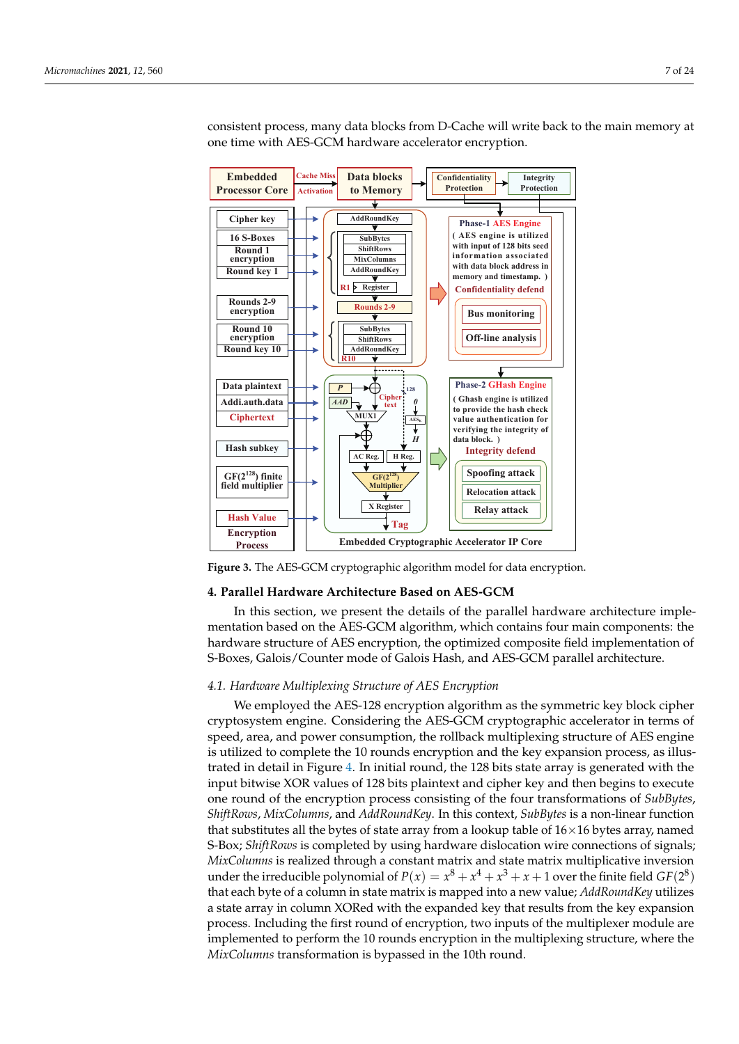consistent process, many data blocks from D-Cache will write back to the main memory at one time with AES-GCM hardware accelerator encryption.

**Figure 3.** The AES-GCM cryptographic algorithm model for data encryption.

## 4. Parallel Hardware Architecture Based on AES-GCM

In this section, we present the details of the parallel hardware architecture implementation based on the AES-GCM algorithm, which contains four main components: the hardware structure of AES encryption, the optimized composite field implementation of S-Boxes, Galois/Counter mode of Galois Hash, and AES-GCM parallel architecture.

### *4.1. Hardware Multiplexing Structure of AES Encryption*

We employed the AES-128 encryption algorithm as the symmetric key block cipher cryptosystem engine. Considering the AES-GCM cryptographic accelerator in terms of speed, area, and power consumption, the rollback multiplexing structure of AES engine is utilized to complete the 10 rounds encryption and the key expansion process, as illustrated in detail in Figure 4. In initial round, the 128 bits state array is generated with the input bitwise XOR values of 128 bits plaintext and cipher key and then begins to execute one round of the encryption process consisting of the four transformations of *SubBytes*, *ShiftRows*, *MixColumns*, and *AddRoundKey*. In this context, *SubBytes* is a non-linear function that substitutes all the bytes of state array from a lookup table of 16×16 bytes array, named S-Box; *ShiftRows* is completed by using hardware dislocation wire connections of signals; *MixColumns* is realized through a constant matrix and state matrix multiplicative inversion under the irreducible polynomial of $P(x) = x^8 + x^4 + x^3 + x + 1$ over the finite field $GF(2^8)$ that each byte of a column in state matrix is mapped into a new value; *AddRoundKey* utilizes a state array in column XORed with the expanded key that results from the key expansion process. Including the first round of encryption, two inputs of the multiplexer module are implemented to perform the 10 rounds encryption in the multiplexing structure, where the *MixColumns* transformation is bypassed in the 10th round.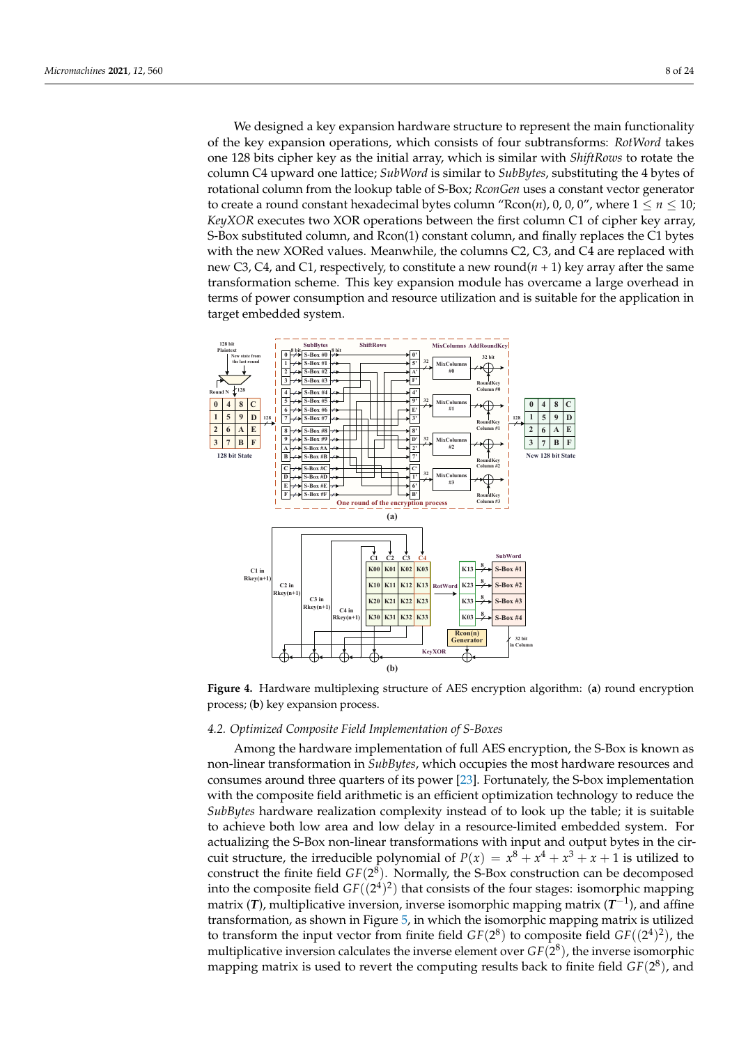We designed a key expansion hardware structure to represent the main functionality of the key expansion operations, which consists of four subtransforms: *RotWord* takes one 128 bits cipher key as the initial array, which is similar with *ShiftRows* to rotate the column C4 upward one lattice; *SubWord* is similar to *SubBytes*, substituting the 4 bytes of rotational column from the lookup table of S-Box; *RconGen* uses a constant vector generator to create a round constant hexadecimal bytes column "Rcon($n$), 0, 0, 0", where $1 \leq n \leq 10$; *KeyXOR* executes two XOR operations between the first column C1 of cipher key array, S-Box substituted column, and Rcon(1) constant column, and finally replaces the C1 bytes with the new XORed values. Meanwhile, the columns C2, C3, and C4 are replaced with new C3, C4, and C1, respectively, to constitute a new round($n$ + 1) key array after the same transformation scheme. This key expansion module has overcame a large overhead in terms of power consumption and resource utilization and is suitable for the application in target embedded system.

**Figure 4.** Hardware multiplexing structure of AES encryption algorithm: (**a**) round encryption process; (**b**) key expansion process.

### 4.2. Optimized Composite Field Implementation of S-Boxes

Among the hardware implementation of full AES encryption, the S-Box is known as non-linear transformation in *SubBytes*, which occupies the most hardware resources and consumes around three quarters of its power [23]. Fortunately, the S-box implementation with the composite field arithmetic is an efficient optimization technology to reduce the *SubBytes* hardware realization complexity instead of to look up the table; it is suitable to achieve both low area and low delay in a resource-limited embedded system. For actualizing the S-Box non-linear transformations with input and output bytes in the circuit structure, the irreducible polynomial of $P(x) = x^8 + x^4 + x^3 + x + 1$ is utilized to construct the finite field $GF(2^8)$. Normally, the S-Box construction can be decomposed into the composite field $GF((2^4)^2)$ that consists of the four stages: isomorphic mapping matrix ($\boldsymbol{T}$), multiplicative inversion, inverse isomorphic mapping matrix ($\boldsymbol{T}^{-1}$), and affine transformation, as shown in Figure 5, in which the isomorphic mapping matrix is utilized to transform the input vector from finite field $GF(2^8)$ to composite field $GF((2^4)^2)$, the multiplicative inversion calculates the inverse element over $GF(2^8)$, the inverse isomorphic mapping matrix is used to revert the computing results back to finite field $GF(2^8)$, and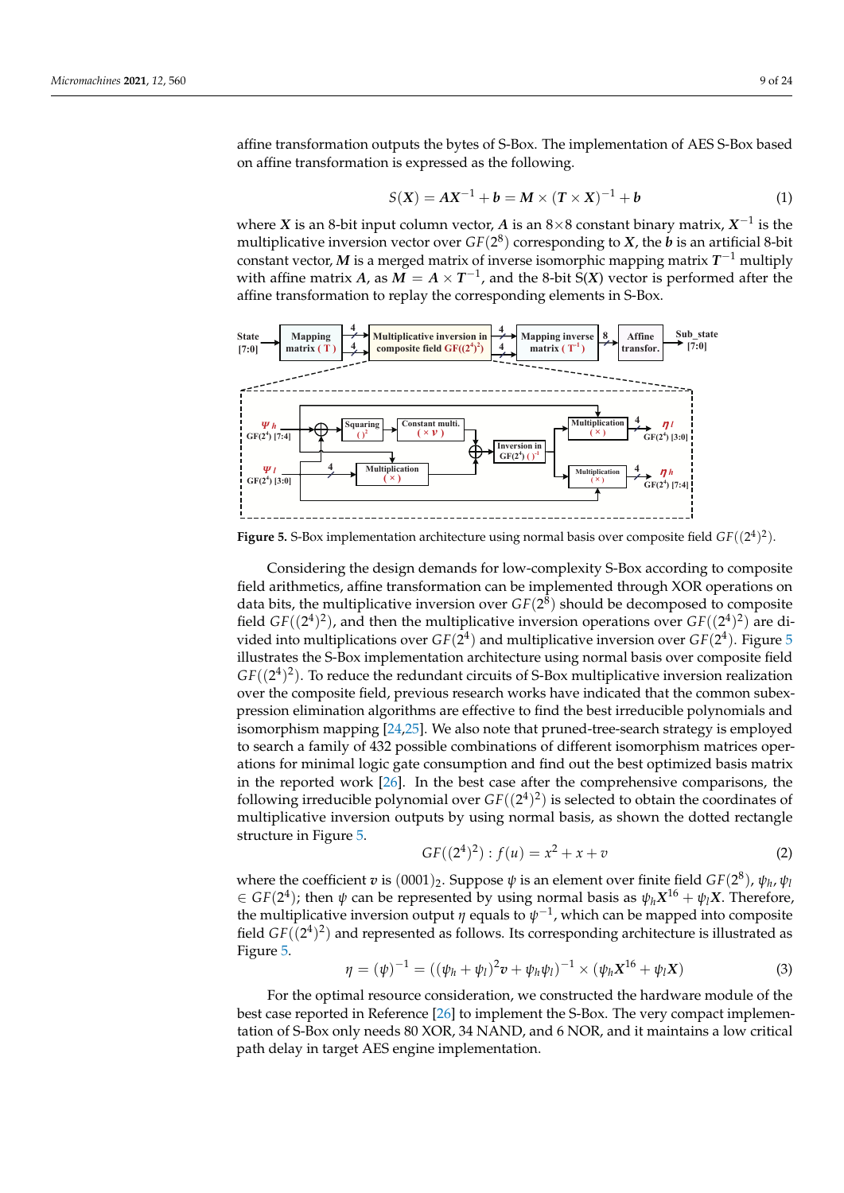affine transformation outputs the bytes of S-Box. The implementation of AES S-Box based on affine transformation is expressed as the following.

$$S(\boldsymbol{X}) = \boldsymbol{A}\boldsymbol{X}^{-1} + \boldsymbol{b} = \boldsymbol{M} \times (\boldsymbol{T} \times \boldsymbol{X})^{-1} + \boldsymbol{b} \tag{1}$$

where $\boldsymbol{X}$ is an 8-bit input column vector, $\boldsymbol{A}$ is an $8 \times 8$ constant binary matrix, $\boldsymbol{X}^{-1}$ is the multiplicative inversion vector over $GF(2^8)$ corresponding to $\boldsymbol{X}$, the $\boldsymbol{b}$ is an artificial 8-bit constant vector, $\boldsymbol{M}$ is a merged matrix of inverse isomorphic mapping matrix $\boldsymbol{T}^{-1}$ multiply with affine matrix $\boldsymbol{A}$, as $\boldsymbol{M} = \boldsymbol{A} \times \boldsymbol{T}^{-1}$, and the 8-bit S($\boldsymbol{X}$) vector is performed after the affine transformation to replay the corresponding elements in S-Box.

**Figure 5.** S-Box implementation architecture using normal basis over composite field $GF((2^4)^2)$.

Considering the design demands for low-complexity S-Box according to composite field arithmetics, affine transformation can be implemented through XOR operations on data bits, the multiplicative inversion over $GF(2^8)$ should be decomposed to composite field $GF((2^4)^2)$, and then the multiplicative inversion operations over $GF((2^4)^2)$ are divided into multiplications over $GF(2^4)$ and multiplicative inversion over $GF(2^4)$. Figure 5 illustrates the S-Box implementation architecture using normal basis over composite field $GF((2^4)^2)$. To reduce the redundant circuits of S-Box multiplicative inversion realization over the composite field, previous research works have indicated that the common subexpression elimination algorithms are effective to find the best irreducible polynomials and isomorphism mapping [24,25]. We also note that pruned-tree-search strategy is employed to search a family of 432 possible combinations of different isomorphism matrices operations for minimal logic gate consumption and find out the best optimized basis matrix in the reported work [26]. In the best case after the comprehensive comparisons, the following irreducible polynomial over $GF((2^4)^2)$ is selected to obtain the coordinates of multiplicative inversion outputs by using normal basis, as shown the dotted rectangle structure in Figure 5.

$$GF((2^4)^2) : f(u) = x^2 + x + v \tag{2}$$

where the coefficient $v$ is $(0001)_2$. Suppose $\psi$ is an element over finite field $GF(2^8)$, $\psi_h, \psi_l \in GF(2^4)$; then $\psi$ can be represented by using normal basis as $\psi_h \boldsymbol{X}^{16} + \psi_l \boldsymbol{X}$. Therefore, the multiplicative inversion output $\eta$ equals to $\psi^{-1}$, which can be mapped into composite field $GF((2^4)^2)$ and represented as follows. Its corresponding architecture is illustrated as Figure 5.

$$\eta = (\psi)^{-1} = ((\psi_h + \psi_l)^2 \boldsymbol{v} + \psi_h \psi_l)^{-1} \times (\psi_h \boldsymbol{X}^{16} + \psi_l \boldsymbol{X}) \tag{3}$$

For the optimal resource consideration, we constructed the hardware module of the best case reported in Reference [26] to implement the S-Box. The very compact implementation of S-Box only needs 80 XOR, 34 NAND, and 6 NOR, and it maintains a low critical path delay in target AES engine implementation.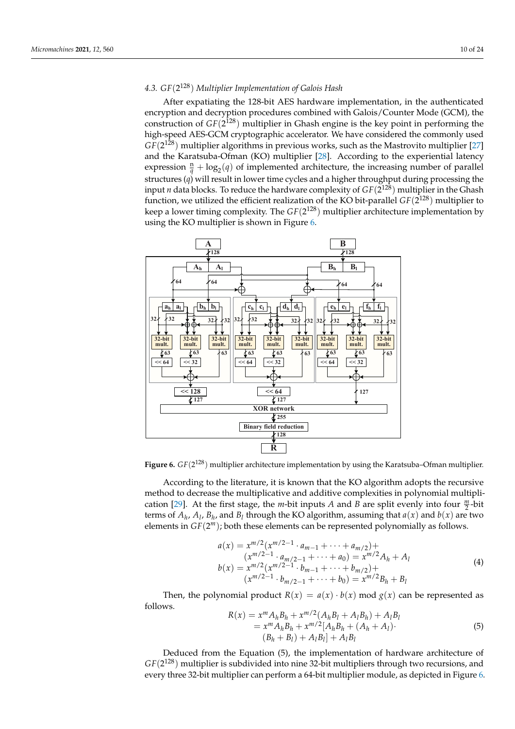### 4.3. $GF(2^{128})$ Multiplier Implementation of Galois Hash

After expatiating the 128-bit AES hardware implementation, in the authenticated encryption and decryption procedures combined with Galois/Counter Mode (GCM), the construction of $GF(2^{128})$ multiplier in Ghash engine is the key point in performing the high-speed AES-GCM cryptographic accelerator. We have considered the commonly used $GF(2^{128})$ multiplier algorithms in previous works, such as the Mastrovito multiplier [27] and the Karatsuba-Ofman (KO) multiplier [28]. According to the experiential latency expression $\frac{n}{q} + \log_2(q)$ of implemented architecture, the increasing number of parallel structures ($q$) will result in lower time cycles and a higher throughput during processing the input $n$ data blocks. To reduce the hardware complexity of $GF(2^{128})$ multiplier in the Ghash function, we utilized the efficient realization of the KO bit-parallel $GF(2^{128})$ multiplier to keep a lower timing complexity. The $GF(2^{128})$ multiplier architecture implementation by using the KO multiplier is shown in Figure 6.

**Figure 6.** $GF(2^{128})$ multiplier architecture implementation by using the Karatsuba–Ofman multiplier.

According to the literature, it is known that the KO algorithm adopts the recursive method to decrease the multiplicative and additive complexities in polynomial multiplication [29]. At the first stage, the $m$-bit inputs $A$ and $B$ are split evenly into four $\frac{m}{2}$-bit terms of $A_h$, $A_l$, $B_h$, and $B_l$ through the KO algorithm, assuming that $a(x)$ and $b(x)$ are two elements in $GF(2^m)$; both these elements can be represented polynomially as follows.

$$
\begin{aligned}
a(x) &= x^{m/2}(x^{m/2-1} \cdot a_{m-1} + \cdots + a_{m/2}) + \\
&\quad (x^{m/2-1} \cdot a_{m/2-1} + \cdots + a_0) = x^{m/2} A_h + A_l \\
b(x) &= x^{m/2}(x^{m/2-1} \cdot b_{m-1} + \cdots + b_{m/2}) + \\
&\quad (x^{m/2-1} \cdot b_{m/2-1} + \cdots + b_0) = x^{m/2} B_h + B_l
\end{aligned}
\tag{4}
$$

Then, the polynomial product $R(x) = a(x) \cdot b(x) \bmod g(x)$ can be represented as follows.

$$
\begin{aligned}
R(x) &= x^m A_h B_h + x^{m/2}(A_h B_l + A_l B_h) + A_l B_l \\
&= x^m A_h B_h + x^{m/2}[A_h B_h + (A_h + A_l) \cdot \\
&\quad (B_h + B_l) + A_l B_l] + A_l B_l
\end{aligned}
\tag{5}
$$

Deduced from the Equation (5), the implementation of hardware architecture of $GF(2^{128})$ multiplier is subdivided into nine 32-bit multipliers through two recursions, and every three 32-bit multiplier can perform a 64-bit multiplier module, as depicted in Figure 6.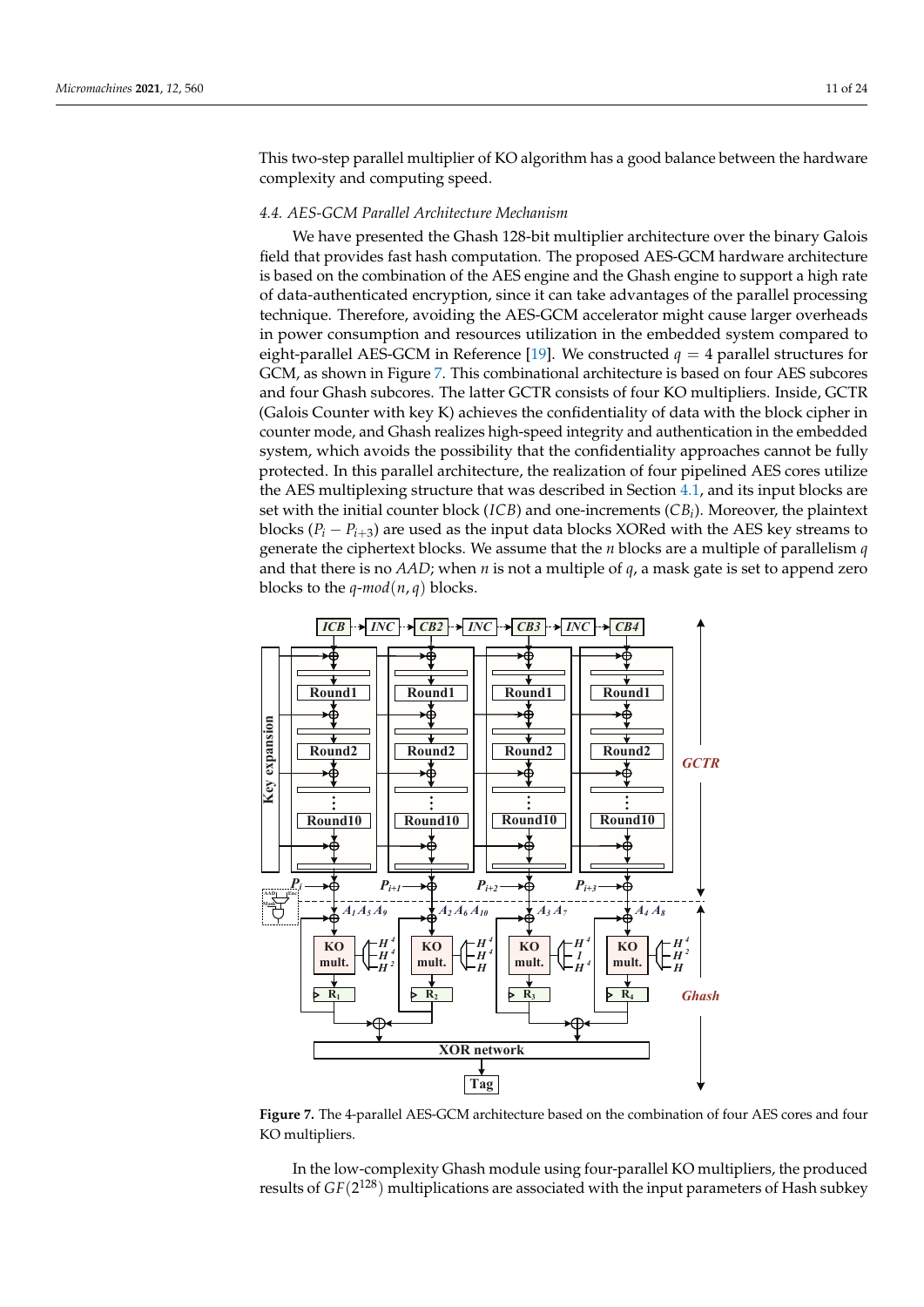This two-step parallel multiplier of KO algorithm has a good balance between the hardware complexity and computing speed.

### 4.4. AES-GCM Parallel Architecture Mechanism

We have presented the Ghash 128-bit multiplier architecture over the binary Galois field that provides fast hash computation. The proposed AES-GCM hardware architecture is based on the combination of the AES engine and the Ghash engine to support a high rate of data-authenticated encryption, since it can take advantages of the parallel processing technique. Therefore, avoiding the AES-GCM accelerator might cause larger overheads in power consumption and resources utilization in the embedded system compared to eight-parallel AES-GCM in Reference [19]. We constructed $q = 4$ parallel structures for GCM, as shown in Figure 7. This combinational architecture is based on four AES subcores and four Ghash subcores. The latter GCTR consists of four KO multipliers. Inside, GCTR (Galois Counter with key K) achieves the confidentiality of data with the block cipher in counter mode, and Ghash realizes high-speed integrity and authentication in the embedded system, which avoids the possibility that the confidentiality approaches cannot be fully protected. In this parallel architecture, the realization of four pipelined AES cores utilize the AES multiplexing structure that was described in Section 4.1, and its input blocks are set with the initial counter block ($ICB$) and one-increments ($CB_i$). Moreover, the plaintext blocks ($P_i - P_{i+3}$) are used as the input data blocks XORed with the AES key streams to generate the ciphertext blocks. We assume that the $n$ blocks are a multiple of parallelism $q$ and that there is no $AAD$; when $n$ is not a multiple of $q$, a mask gate is set to append zero blocks to the $q$-$mod(n, q)$ blocks.

**Figure 7.** The 4-parallel AES-GCM architecture based on the combination of four AES cores and four KO multipliers.

In the low-complexity Ghash module using four-parallel KO multipliers, the produced results of $GF(2^{128})$ multiplications are associated with the input parameters of Hash subkey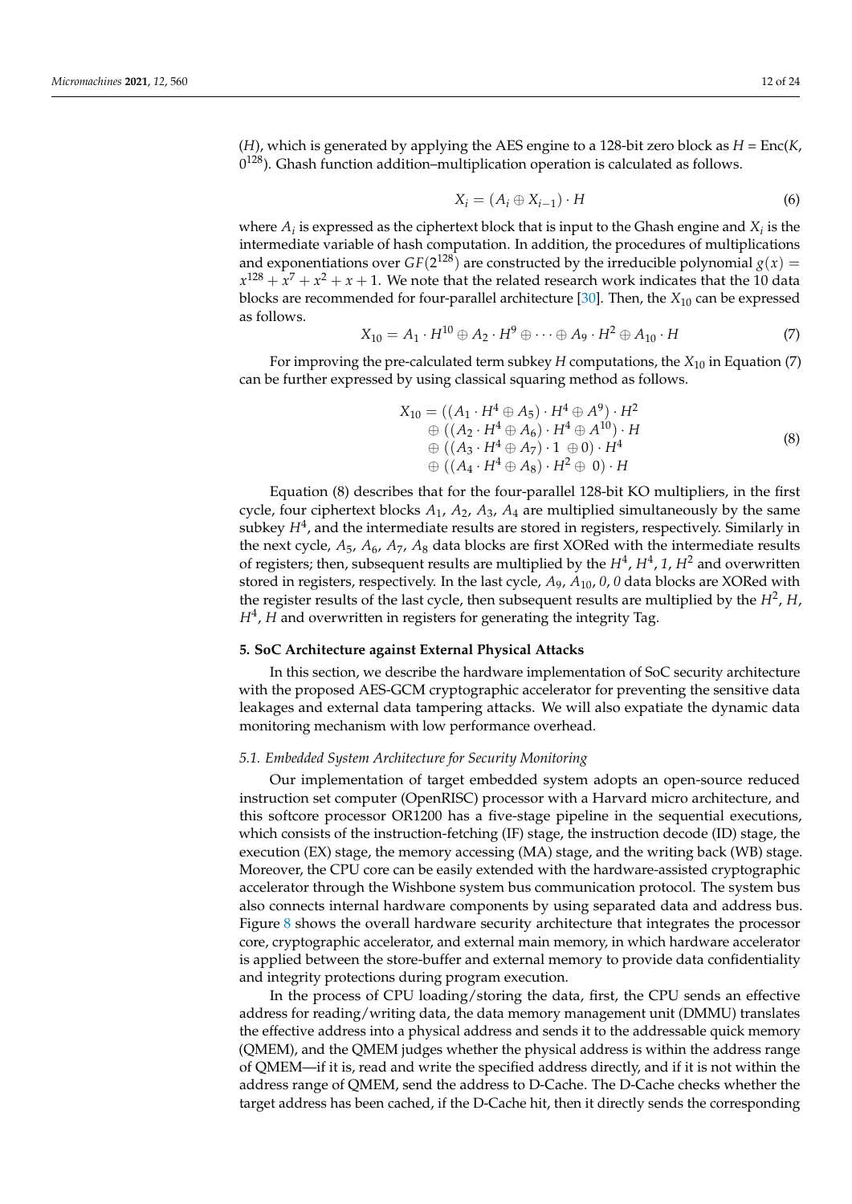($H$), which is generated by applying the AES engine to a 128-bit zero block as $H$ = Enc($K$, $0^{128}$). Ghash function addition–multiplication operation is calculated as follows.

$$X_i = (A_i \oplus X_{i-1}) \cdot H \tag{6}$$

where $A_i$ is expressed as the ciphertext block that is input to the Ghash engine and $X_i$ is the intermediate variable of hash computation. In addition, the procedures of multiplications and exponentiations over $GF(2^{128})$ are constructed by the irreducible polynomial $g(x) = x^{128} + x^7 + x^2 + x + 1$. We note that the related research work indicates that the 10 data blocks are recommended for four-parallel architecture [30]. Then, the $X_{10}$ can be expressed as follows.

$$X_{10} = A_1 \cdot H^{10} \oplus A_2 \cdot H^9 \oplus \cdots \oplus A_9 \cdot H^2 \oplus A_{10} \cdot H \tag{7}$$

For improving the pre-calculated term subkey $H$ computations, the $X_{10}$ in Equation (7) can be further expressed by using classical squaring method as follows.

$$\begin{aligned} X_{10} = & ((A_1 \cdot H^4 \oplus A_5) \cdot H^4 \oplus A^9) \cdot H^2 \\ & \oplus ((A_2 \cdot H^4 \oplus A_6) \cdot H^4 \oplus A^{10}) \cdot H \\ & \oplus ((A_3 \cdot H^4 \oplus A_7) \cdot 1 \ \oplus 0) \cdot H^4 \\ & \oplus ((A_4 \cdot H^4 \oplus A_8) \cdot H^2 \oplus \ 0) \cdot H \end{aligned} \tag{8}$$

Equation (8) describes that for the four-parallel 128-bit KO multipliers, in the first cycle, four ciphertext blocks $A_1$, $A_2$, $A_3$, $A_4$ are multiplied simultaneously by the same subkey $H^4$, and the intermediate results are stored in registers, respectively. Similarly in the next cycle, $A_5$, $A_6$, $A_7$, $A_8$ data blocks are first XORed with the intermediate results of registers; then, subsequent results are multiplied by the $H^4$, $H^4$, $1$, $H^2$ and overwritten stored in registers, respectively. In the last cycle, $A_9$, $A_{10}$, $0$, $0$ data blocks are XORed with the register results of the last cycle, then subsequent results are multiplied by the $H^2$, $H$, $H^4$, $H$ and overwritten in registers for generating the integrity Tag.

## 5. SoC Architecture against External Physical Attacks

In this section, we describe the hardware implementation of SoC security architecture with the proposed AES-GCM cryptographic accelerator for preventing the sensitive data leakages and external data tampering attacks. We will also expatiate the dynamic data monitoring mechanism with low performance overhead.

### *5.1. Embedded System Architecture for Security Monitoring*

Our implementation of target embedded system adopts an open-source reduced instruction set computer (OpenRISC) processor with a Harvard micro architecture, and this softcore processor OR1200 has a five-stage pipeline in the sequential executions, which consists of the instruction-fetching (IF) stage, the instruction decode (ID) stage, the execution (EX) stage, the memory accessing (MA) stage, and the writing back (WB) stage. Moreover, the CPU core can be easily extended with the hardware-assisted cryptographic accelerator through the Wishbone system bus communication protocol. The system bus also connects internal hardware components by using separated data and address bus. Figure 8 shows the overall hardware security architecture that integrates the processor core, cryptographic accelerator, and external main memory, in which hardware accelerator is applied between the store-buffer and external memory to provide data confidentiality and integrity protections during program execution.

In the process of CPU loading/storing the data, first, the CPU sends an effective address for reading/writing data, the data memory management unit (DMMU) translates the effective address into a physical address and sends it to the addressable quick memory (QMEM), and the QMEM judges whether the physical address is within the address range of QMEM—if it is, read and write the specified address directly, and if it is not within the address range of QMEM, send the address to D-Cache. The D-Cache checks whether the target address has been cached, if the D-Cache hit, then it directly sends the corresponding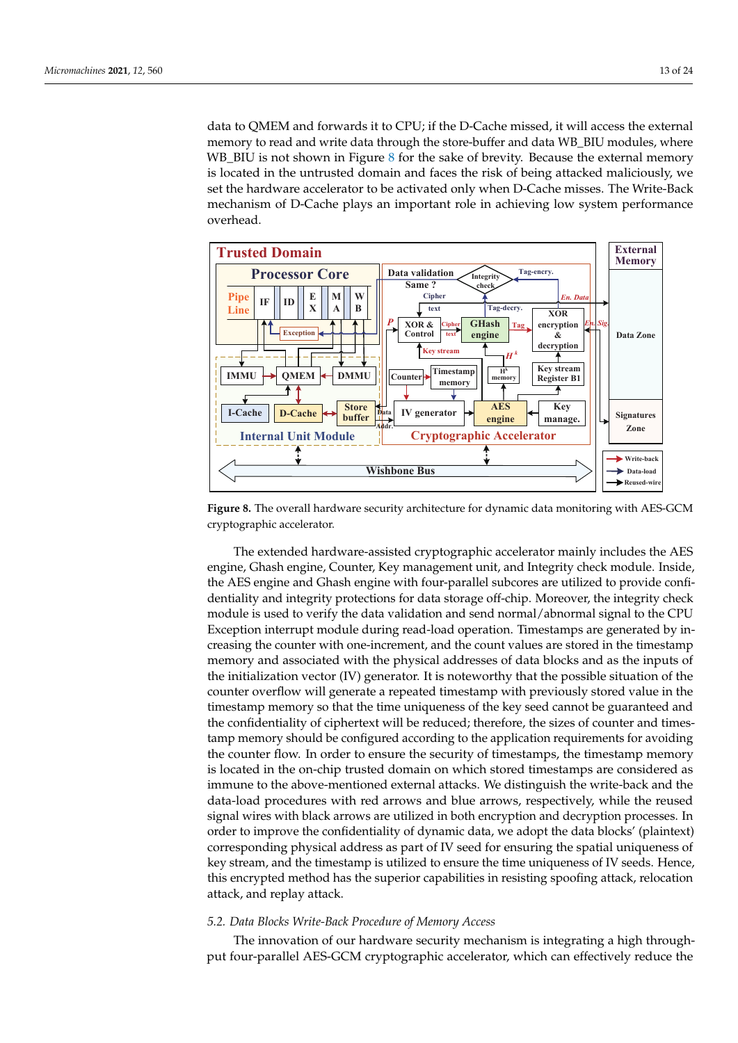data to QMEM and forwards it to CPU; if the D-Cache missed, it will access the external memory to read and write data through the store-buffer and data WB_BIU modules, where WB_BIU is not shown in Figure 8 for the sake of brevity. Because the external memory is located in the untrusted domain and faces the risk of being attacked maliciously, we set the hardware accelerator to be activated only when D-Cache misses. The Write-Back mechanism of D-Cache plays an important role in achieving low system performance overhead.

**Figure 8.** The overall hardware security architecture for dynamic data monitoring with AES-GCM cryptographic accelerator.

The extended hardware-assisted cryptographic accelerator mainly includes the AES engine, Ghash engine, Counter, Key management unit, and Integrity check module. Inside, the AES engine and Ghash engine with four-parallel subcores are utilized to provide confidentiality and integrity protections for data storage off-chip. Moreover, the integrity check module is used to verify the data validation and send normal/abnormal signal to the CPU Exception interrupt module during read-load operation. Timestamps are generated by increasing the counter with one-increment, and the count values are stored in the timestamp memory and associated with the physical addresses of data blocks and as the inputs of the initialization vector (IV) generator. It is noteworthy that the possible situation of the counter overflow will generate a repeated timestamp with previously stored value in the timestamp memory so that the time uniqueness of the key seed cannot be guaranteed and the confidentiality of ciphertext will be reduced; therefore, the sizes of counter and timestamp memory should be configured according to the application requirements for avoiding the counter flow. In order to ensure the security of timestamps, the timestamp memory is located in the on-chip trusted domain on which stored timestamps are considered as immune to the above-mentioned external attacks. We distinguish the write-back and the data-load procedures with red arrows and blue arrows, respectively, while the reused signal wires with black arrows are utilized in both encryption and decryption processes. In order to improve the confidentiality of dynamic data, we adopt the data blocks' (plaintext) corresponding physical address as part of IV seed for ensuring the spatial uniqueness of key stream, and the timestamp is utilized to ensure the time uniqueness of IV seeds. Hence, this encrypted method has the superior capabilities in resisting spoofing attack, relocation attack, and replay attack.

### *5.2. Data Blocks Write-Back Procedure of Memory Access*

The innovation of our hardware security mechanism is integrating a high throughput four-parallel AES-GCM cryptographic accelerator, which can effectively reduce the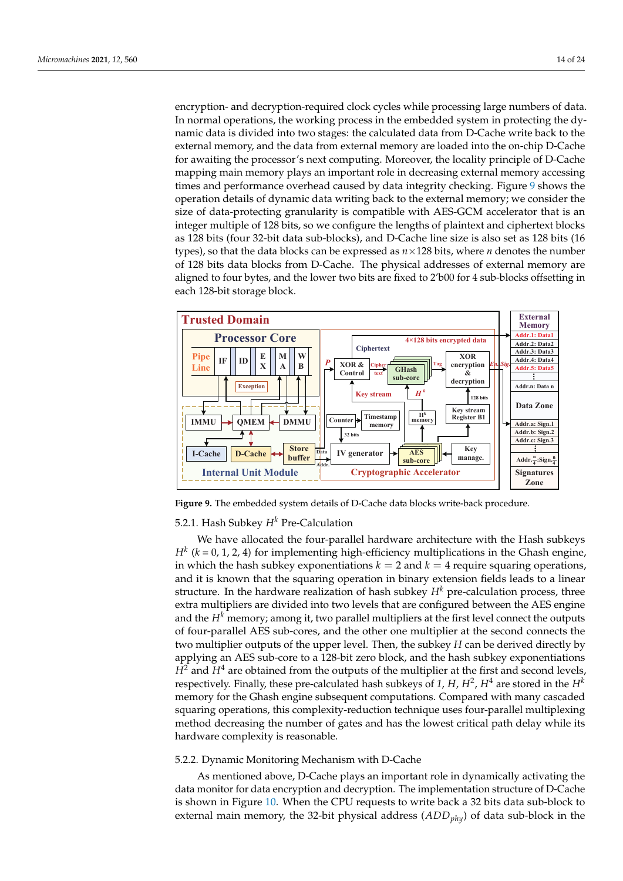encryption- and decryption-required clock cycles while processing large numbers of data. In normal operations, the working process in the embedded system in protecting the dynamic data is divided into two stages: the calculated data from D-Cache write back to the external memory, and the data from external memory are loaded into the on-chip D-Cache for awaiting the processor's next computing. Moreover, the locality principle of D-Cache mapping main memory plays an important role in decreasing external memory accessing times and performance overhead caused by data integrity checking. Figure 9 shows the operation details of dynamic data writing back to the external memory; we consider the size of data-protecting granularity is compatible with AES-GCM accelerator that is an integer multiple of 128 bits, so we configure the lengths of plaintext and ciphertext blocks as 128 bits (four 32-bit data sub-blocks), and D-Cache line size is also set as 128 bits (16 types), so that the data blocks can be expressed as $n \times 128$ bits, where $n$ denotes the number of 128 bits data blocks from D-Cache. The physical addresses of external memory are aligned to four bytes, and the lower two bits are fixed to 2'b00 for 4 sub-blocks offsetting in each 128-bit storage block.

**Figure 9.** The embedded system details of D-Cache data blocks write-back procedure.

### 5.2.1. Hash Subkey $H^k$ Pre-Calculation

We have allocated the four-parallel hardware architecture with the Hash subkeys $H^k$ ($k = 0, 1, 2, 4$) for implementing high-efficiency multiplications in the Ghash engine, in which the hash subkey exponentiations $k = 2$ and $k = 4$ require squaring operations, and it is known that the squaring operation in binary extension fields leads to a linear structure. In the hardware realization of hash subkey $H^k$ pre-calculation process, three extra multipliers are divided into two levels that are configured between the AES engine and the $H^k$ memory; among it, two parallel multipliers at the first level connect the outputs of four-parallel AES sub-cores, and the other one multiplier at the second connects the two multiplier outputs of the upper level. Then, the subkey $H$ can be derived directly by applying an AES sub-core to a 128-bit zero block, and the hash subkey exponentiations $H^2$ and $H^4$ are obtained from the outputs of the multiplier at the first and second levels, respectively. Finally, these pre-calculated hash subkeys of $1$, $H$, $H^2$, $H^4$ are stored in the $H^k$ memory for the Ghash engine subsequent computations. Compared with many cascaded squaring operations, this complexity-reduction technique uses four-parallel multiplexing method decreasing the number of gates and has the lowest critical path delay while its hardware complexity is reasonable.

### 5.2.2. Dynamic Monitoring Mechanism with D-Cache

As mentioned above, D-Cache plays an important role in dynamically activating the data monitor for data encryption and decryption. The implementation structure of D-Cache is shown in Figure 10. When the CPU requests to write back a 32 bits data sub-block to external main memory, the 32-bit physical address ($ADD_{phy}$) of data sub-block in the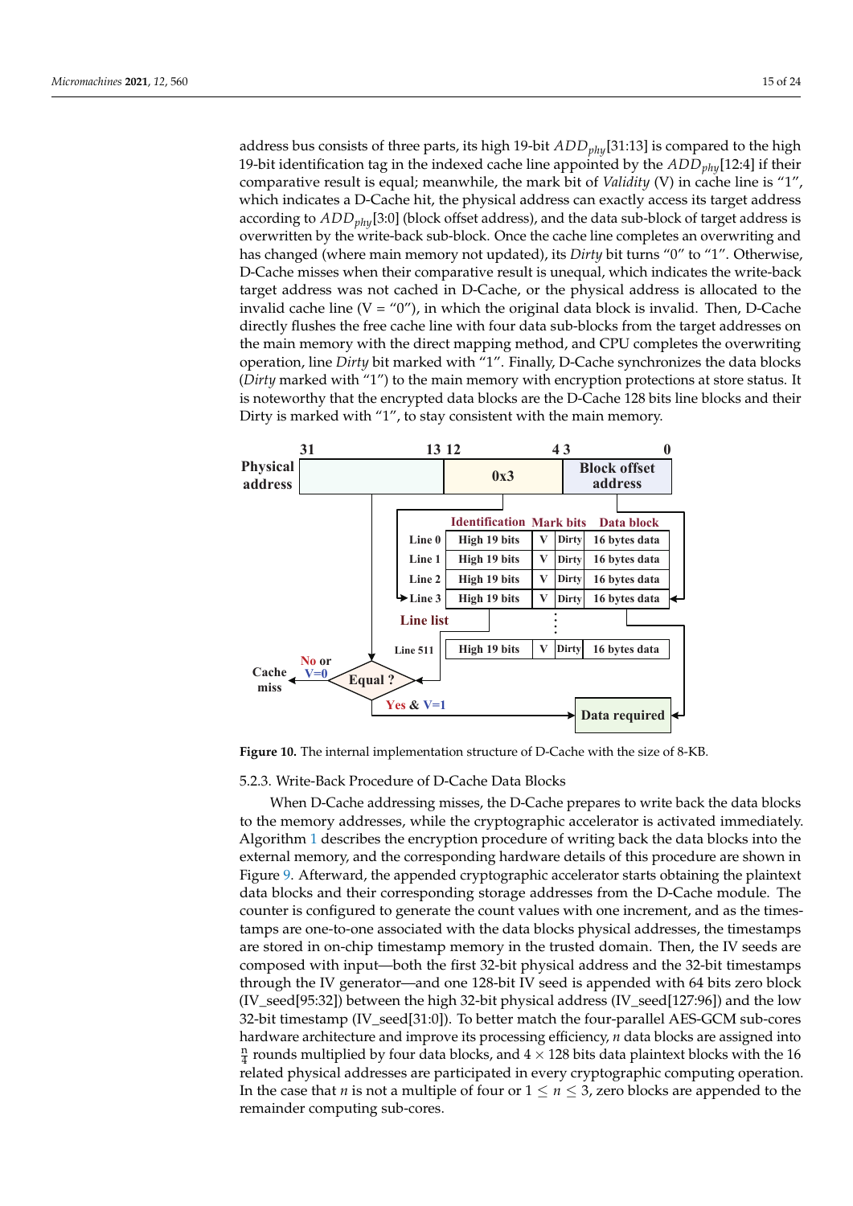address bus consists of three parts, its high 19-bit $ADD_{phy}[31:13]$ is compared to the high 19-bit identification tag in the indexed cache line appointed by the $ADD_{phy}[12:4]$ if their comparative result is equal; meanwhile, the mark bit of *Validity* (V) in cache line is "1", which indicates a D-Cache hit, the physical address can exactly access its target address according to $ADD_{phy}[3:0]$ (block offset address), and the data sub-block of target address is overwritten by the write-back sub-block. Once the cache line completes an overwriting and has changed (where main memory not updated), its *Dirty* bit turns "0" to "1". Otherwise, D-Cache misses when their comparative result is unequal, which indicates the write-back target address was not cached in D-Cache, or the physical address is allocated to the invalid cache line (V = "0"), in which the original data block is invalid. Then, D-Cache directly flushes the free cache line with four data sub-blocks from the target addresses on the main memory with the direct mapping method, and CPU completes the overwriting operation, line *Dirty* bit marked with "1". Finally, D-Cache synchronizes the data blocks (*Dirty* marked with "1") to the main memory with encryption protections at store status. It is noteworthy that the encrypted data blocks are the D-Cache 128 bits line blocks and their Dirty is marked with "1", to stay consistent with the main memory.

**Figure 10.** The internal implementation structure of D-Cache with the size of 8-KB.

#### 5.2.3. Write-Back Procedure of D-Cache Data Blocks

When D-Cache addressing misses, the D-Cache prepares to write back the data blocks to the memory addresses, while the cryptographic accelerator is activated immediately. Algorithm 1 describes the encryption procedure of writing back the data blocks into the external memory, and the corresponding hardware details of this procedure are shown in Figure 9. Afterward, the appended cryptographic accelerator starts obtaining the plaintext data blocks and their corresponding storage addresses from the D-Cache module. The counter is configured to generate the count values with one increment, and as the timestamps are one-to-one associated with the data blocks physical addresses, the timestamps are stored in on-chip timestamp memory in the trusted domain. Then, the IV seeds are composed with input—both the first 32-bit physical address and the 32-bit timestamps through the IV generator—and one 128-bit IV seed is appended with 64 bits zero block (IV_seed[95:32]) between the high 32-bit physical address (IV_seed[127:96]) and the low 32-bit timestamp (IV_seed[31:0]). To better match the four-parallel AES-GCM sub-cores hardware architecture and improve its processing efficiency, $n$ data blocks are assigned into $\frac{n}{4}$ rounds multiplied by four data blocks, and $4 \times 128$ bits data plaintext blocks with the 16 related physical addresses are participated in every cryptographic computing operation. In the case that $n$ is not a multiple of four or $1 \leq n \leq 3$, zero blocks are appended to the remainder computing sub-cores.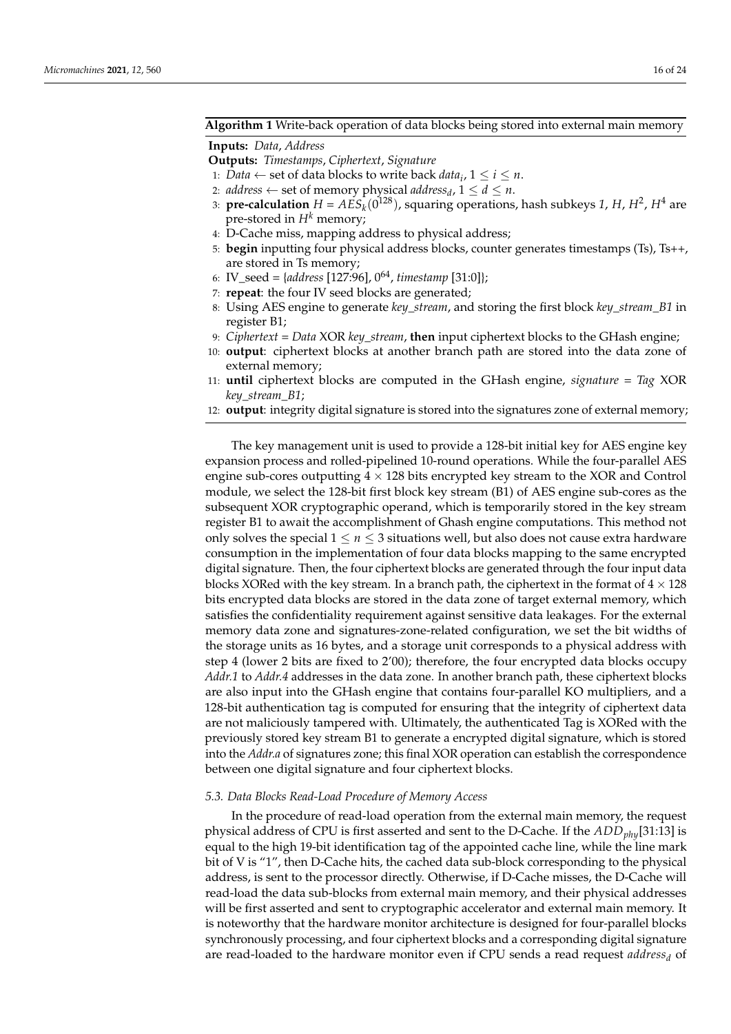**Algorithm 1** Write-back operation of data blocks being stored into external main memory

**Inputs:** *Data*, *Address*
**Outputs:** *Timestamps*, *Ciphertext*, *Signature*

1: *Data* ← set of data blocks to write back $data_i$, $1 \leq i \leq n$.
2: *address* ← set of memory physical $address_d$, $1 \leq d \leq n$.
3: **pre-calculation** $H = AES_k(0^{128})$, squaring operations, hash subkeys *1*, $H$, $H^2$, $H^4$ are pre-stored in $H^k$ memory;
4: D-Cache miss, mapping address to physical address;
5: **begin** inputting four physical address blocks, counter generates timestamps (Ts), Ts++, are stored in Ts memory;
6: IV_seed = {*address* [127:96], $0^{64}$, *timestamp* [31:0]};
7: **repeat**: the four IV seed blocks are generated;
8: Using AES engine to generate *key_stream*, and storing the first block *key_stream_B1* in register B1;
9: *Ciphertext* = *Data* XOR *key_stream*, **then** input ciphertext blocks to the GHash engine;
10: **output**: ciphertext blocks at another branch path are stored into the data zone of external memory;
11: **until** ciphertext blocks are computed in the GHash engine, *signature* = *Tag* XOR *key_stream_B1*;
12: **output**: integrity digital signature is stored into the signatures zone of external memory;

The key management unit is used to provide a 128-bit initial key for AES engine key expansion process and rolled-pipelined 10-round operations. While the four-parallel AES engine sub-cores outputting $4 \times 128$ bits encrypted key stream to the XOR and Control module, we select the 128-bit first block key stream (B1) of AES engine sub-cores as the subsequent XOR cryptographic operand, which is temporarily stored in the key stream register B1 to await the accomplishment of Ghash engine computations. This method not only solves the special $1 \leq n \leq 3$ situations well, but also does not cause extra hardware consumption in the implementation of four data blocks mapping to the same encrypted digital signature. Then, the four ciphertext blocks are generated through the four input data blocks XORed with the key stream. In a branch path, the ciphertext in the format of $4 \times 128$ bits encrypted data blocks are stored in the data zone of target external memory, which satisfies the confidentiality requirement against sensitive data leakages. For the external memory data zone and signatures-zone-related configuration, we set the bit widths of the storage units as 16 bytes, and a storage unit corresponds to a physical address with step 4 (lower 2 bits are fixed to 2'00); therefore, the four encrypted data blocks occupy *Addr.1* to *Addr.4* addresses in the data zone. In another branch path, these ciphertext blocks are also input into the GHash engine that contains four-parallel KO multipliers, and a 128-bit authentication tag is computed for ensuring that the integrity of ciphertext data are not maliciously tampered with. Ultimately, the authenticated Tag is XORed with the previously stored key stream B1 to generate a encrypted digital signature, which is stored into the *Addr.a* of signatures zone; this final XOR operation can establish the correspondence between one digital signature and four ciphertext blocks.

### *5.3. Data Blocks Read-Load Procedure of Memory Access*

In the procedure of read-load operation from the external main memory, the request physical address of CPU is first asserted and sent to the D-Cache. If the $ADD_{phy}$[31:13] is equal to the high 19-bit identification tag of the appointed cache line, while the line mark bit of V is "1", then D-Cache hits, the cached data sub-block corresponding to the physical address, is sent to the processor directly. Otherwise, if D-Cache misses, the D-Cache will read-load the data sub-blocks from external main memory, and their physical addresses will be first asserted and sent to cryptographic accelerator and external main memory. It is noteworthy that the hardware monitor architecture is designed for four-parallel blocks synchronously processing, and four ciphertext blocks and a corresponding digital signature are read-loaded to the hardware monitor even if CPU sends a read request $address_d$ of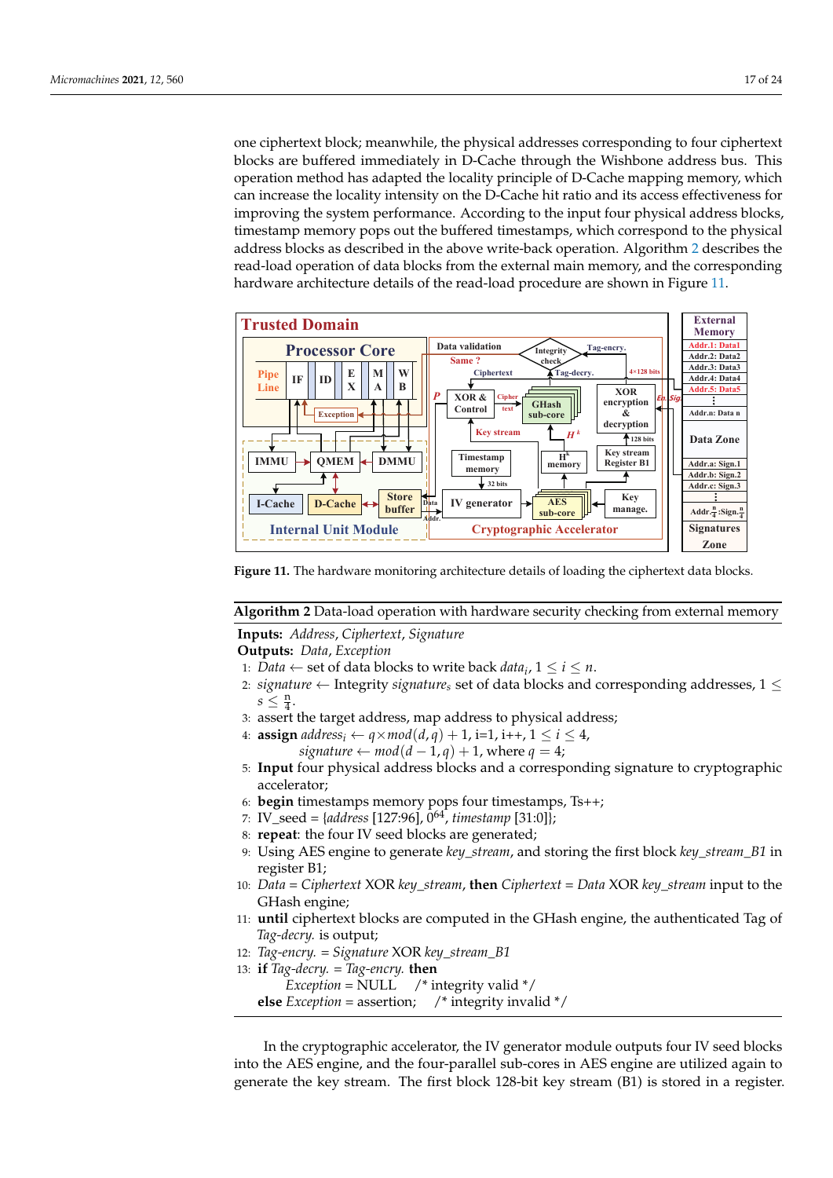one ciphertext block; meanwhile, the physical addresses corresponding to four ciphertext blocks are buffered immediately in D-Cache through the Wishbone address bus. This operation method has adapted the locality principle of D-Cache mapping memory, which can increase the locality intensity on the D-Cache hit ratio and its access effectiveness for improving the system performance. According to the input four physical address blocks, timestamp memory pops out the buffered timestamps, which correspond to the physical address blocks as described in the above write-back operation. Algorithm 2 describes the read-load operation of data blocks from the external main memory, and the corresponding hardware architecture details of the read-load procedure are shown in Figure 11.

**Figure 11.** The hardware monitoring architecture details of loading the ciphertext data blocks.

**Algorithm 2** Data-load operation with hardware security checking from external memory

**Inputs:** *Address*, *Ciphertext*, *Signature*
**Outputs:** *Data*, *Exception*

1: *Data* ← set of data blocks to write back $data_i$, $1 \le i \le n$.
2: *signature* ← Integrity $signature_s$ set of data blocks and corresponding addresses, $1 \le s \le \frac{n}{4}$.
3: assert the target address, map address to physical address;
4: **assign** $address_i \leftarrow q \times mod(d, q) + 1$, i=1, i++, $1 \le i \le 4$,
   $signature \leftarrow mod(d-1, q) + 1$, where $q = 4$;
5: **Input** four physical address blocks and a corresponding signature to cryptographic accelerator;
6: **begin** timestamps memory pops four timestamps, Ts++;
7: IV_seed = {*address* [127:96], $0^{64}$, *timestamp* [31:0]};
8: **repeat**: the four IV seed blocks are generated;
9: Using AES engine to generate *key_stream*, and storing the first block *key_stream_B1* in register B1;
10: *Data* = *Ciphertext* XOR *key_stream*, **then** *Ciphertext* = *Data* XOR *key_stream* input to the GHash engine;
11: **until** ciphertext blocks are computed in the GHash engine, the authenticated Tag of *Tag-decry.* is output;
12: *Tag-encry.* = *Signature* XOR *key_stream_B1*
13: **if** *Tag-decry.* = *Tag-encry.* **then**
   *Exception* = NULL /* integrity valid */
   **else** *Exception* = assertion; /* integrity invalid */

In the cryptographic accelerator, the IV generator module outputs four IV seed blocks into the AES engine, and the four-parallel sub-cores in AES engine are utilized again to generate the key stream. The first block 128-bit key stream (B1) is stored in a register.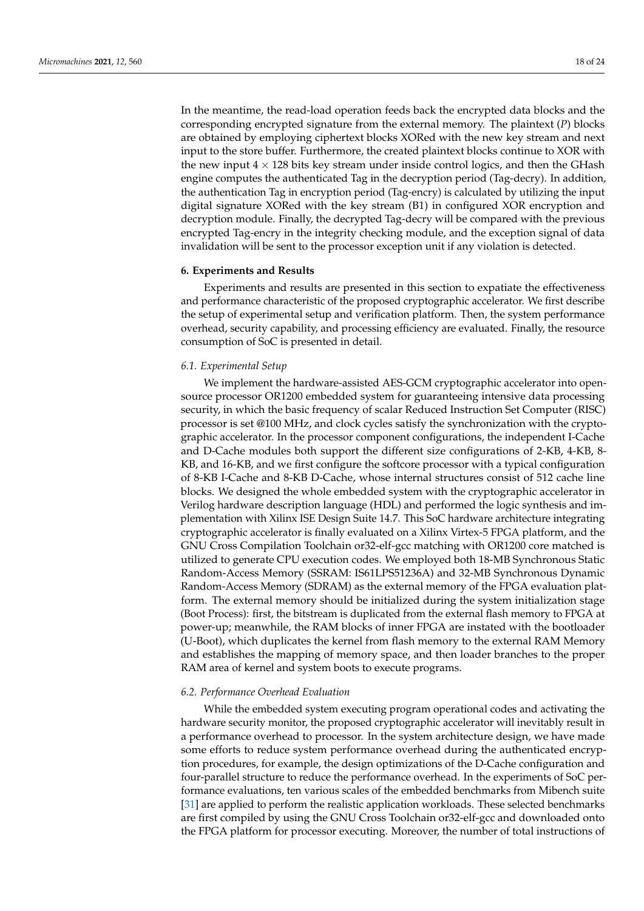In the meantime, the read-load operation feeds back the encrypted data blocks and the corresponding encrypted signature from the external memory. The plaintext (*P*) blocks are obtained by employing ciphertext blocks XORed with the new key stream and next input to the store buffer. Furthermore, the created plaintext blocks continue to XOR with the new input $4 \times 128$ bits key stream under inside control logics, and then the GHash engine computes the authenticated Tag in the decryption period (Tag-decry). In addition, the authentication Tag in encryption period (Tag-encry) is calculated by utilizing the input digital signature XORed with the key stream (B1) in configured XOR encryption and decryption module. Finally, the decrypted Tag-decry will be compared with the previous encrypted Tag-encry in the integrity checking module, and the exception signal of data invalidation will be sent to the processor exception unit if any violation is detected.

## 6. Experiments and Results

Experiments and results are presented in this section to expatiate the effectiveness and performance characteristic of the proposed cryptographic accelerator. We first describe the setup of experimental setup and verification platform. Then, the system performance overhead, security capability, and processing efficiency are evaluated. Finally, the resource consumption of SoC is presented in detail.

### 6.1. Experimental Setup

We implement the hardware-assisted AES-GCM cryptographic accelerator into open-source processor OR1200 embedded system for guaranteeing intensive data processing security, in which the basic frequency of scalar Reduced Instruction Set Computer (RISC) processor is set @100 MHz, and clock cycles satisfy the synchronization with the cryptographic accelerator. In the processor component configurations, the independent I-Cache and D-Cache modules both support the different size configurations of 2-KB, 4-KB, 8-KB, and 16-KB, and we first configure the softcore processor with a typical configuration of 8-KB I-Cache and 8-KB D-Cache, whose internal structures consist of 512 cache line blocks. We designed the whole embedded system with the cryptographic accelerator in Verilog hardware description language (HDL) and performed the logic synthesis and implementation with Xilinx ISE Design Suite 14.7. This SoC hardware architecture integrating cryptographic accelerator is finally evaluated on a Xilinx Virtex-5 FPGA platform, and the GNU Cross Compilation Toolchain or32-elf-gcc matching with OR1200 core matched is utilized to generate CPU execution codes. We employed both 18-MB Synchronous Static Random-Access Memory (SSRAM: IS61LPS51236A) and 32-MB Synchronous Dynamic Random-Access Memory (SDRAM) as the external memory of the FPGA evaluation platform. The external memory should be initialized during the system initialization stage (Boot Process): first, the bitstream is duplicated from the external flash memory to FPGA at power-up; meanwhile, the RAM blocks of inner FPGA are instated with the bootloader (U-Boot), which duplicates the kernel from flash memory to the external RAM Memory and establishes the mapping of memory space, and then loader branches to the proper RAM area of kernel and system boots to execute programs.

### 6.2. Performance Overhead Evaluation

While the embedded system executing program operational codes and activating the hardware security monitor, the proposed cryptographic accelerator will inevitably result in a performance overhead to processor. In the system architecture design, we have made some efforts to reduce system performance overhead during the authenticated encryption procedures, for example, the design optimizations of the D-Cache configuration and four-parallel structure to reduce the performance overhead. In the experiments of SoC performance evaluations, ten various scales of the embedded benchmarks from Mibench suite [31] are applied to perform the realistic application workloads. These selected benchmarks are first compiled by using the GNU Cross Toolchain or32-elf-gcc and downloaded onto the FPGA platform for processor executing. Moreover, the number of total instructions of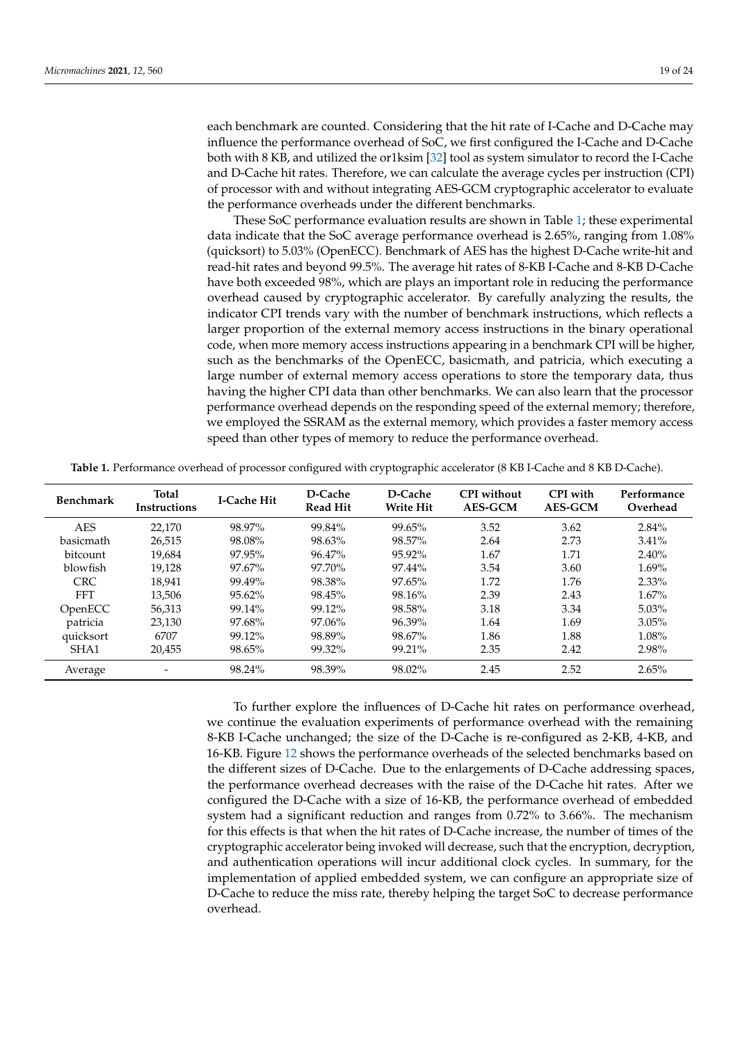each benchmark are counted. Considering that the hit rate of I-Cache and D-Cache may influence the performance overhead of SoC, we first configured the I-Cache and D-Cache both with 8 KB, and utilized the or1ksim [32] tool as system simulator to record the I-Cache and D-Cache hit rates. Therefore, we can calculate the average cycles per instruction (CPI) of processor with and without integrating AES-GCM cryptographic accelerator to evaluate the performance overheads under the different benchmarks.

These SoC performance evaluation results are shown in Table 1; these experimental data indicate that the SoC average performance overhead is 2.65%, ranging from 1.08% (quicksort) to 5.03% (OpenECC). Benchmark of AES has the highest D-Cache write-hit and read-hit rates and beyond 99.5%. The average hit rates of 8-KB I-Cache and 8-KB D-Cache have both exceeded 98%, which are plays an important role in reducing the performance overhead caused by cryptographic accelerator. By carefully analyzing the results, the indicator CPI trends vary with the number of benchmark instructions, which reflects a larger proportion of the external memory access instructions in the binary operational code, when more memory access instructions appearing in a benchmark CPI will be higher, such as the benchmarks of the OpenECC, basicmath, and patricia, which executing a large number of external memory access operations to store the temporary data, thus having the higher CPI data than other benchmarks. We can also learn that the processor performance overhead depends on the responding speed of the external memory; therefore, we employed the SSRAM as the external memory, which provides a faster memory access speed than other types of memory to reduce the performance overhead.

**Table 1.** Performance overhead of processor configured with cryptographic accelerator (8 KB I-Cache and 8 KB D-Cache).

| Benchmark | Total Instructions | I-Cache Hit | D-Cache Read Hit | D-Cache Write Hit | CPI without AES-GCM | CPI with AES-GCM | Performance Overhead |
|---|---|---|---|---|---|---|---|
| AES | 22,170 | 98.97% | 99.84% | 99.65% | 3.52 | 3.62 | 2.84% |
| basicmath | 26,515 | 98.08% | 98.63% | 98.57% | 2.64 | 2.73 | 3.41% |
| bitcount | 19,684 | 97.95% | 96.47% | 95.92% | 1.67 | 1.71 | 2.40% |
| blowfish | 19,128 | 97.67% | 97.70% | 97.44% | 3.54 | 3.60 | 1.69% |
| CRC | 18,941 | 99.49% | 98.38% | 97.65% | 1.72 | 1.76 | 2.33% |
| FFT | 13,506 | 95.62% | 98.45% | 98.16% | 2.39 | 2.43 | 1.67% |
| OpenECC | 56,313 | 99.14% | 99.12% | 98.58% | 3.18 | 3.34 | 5.03% |
| patricia | 23,130 | 97.68% | 97.06% | 96.39% | 1.64 | 1.69 | 3.05% |
| quicksort | 6707 | 99.12% | 98.89% | 98.67% | 1.86 | 1.88 | 1.08% |
| SHA1 | 20,455 | 98.65% | 99.32% | 99.21% | 2.35 | 2.42 | 2.98% |
| Average | - | 98.24% | 98.39% | 98.02% | 2.45 | 2.52 | 2.65% |

To further explore the influences of D-Cache hit rates on performance overhead, we continue the evaluation experiments of performance overhead with the remaining 8-KB I-Cache unchanged; the size of the D-Cache is re-configured as 2-KB, 4-KB, and 16-KB. Figure 12 shows the performance overheads of the selected benchmarks based on the different sizes of D-Cache. Due to the enlargements of D-Cache addressing spaces, the performance overhead decreases with the raise of the D-Cache hit rates. After we configured the D-Cache with a size of 16-KB, the performance overhead of embedded system had a significant reduction and ranges from 0.72% to 3.66%. The mechanism for this effects is that when the hit rates of D-Cache increase, the number of times of the cryptographic accelerator being invoked will decrease, such that the encryption, decryption, and authentication operations will incur additional clock cycles. In summary, for the implementation of applied embedded system, we can configure an appropriate size of D-Cache to reduce the miss rate, thereby helping the target SoC to decrease performance overhead.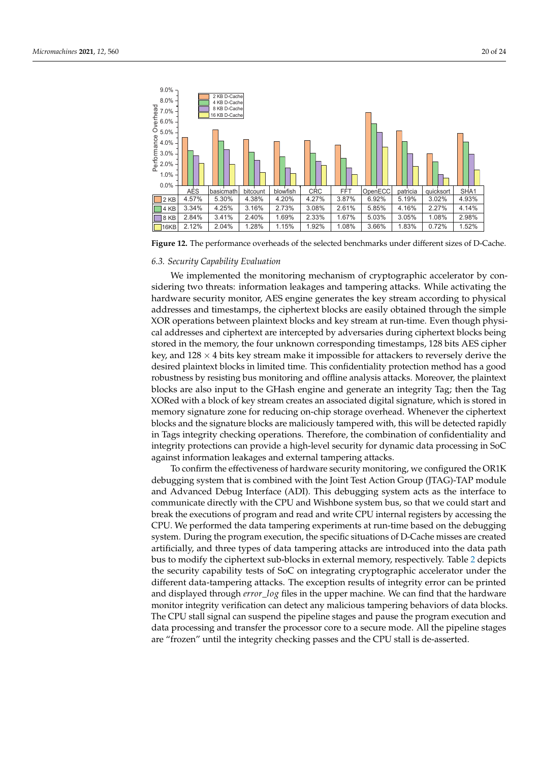| | AES | basicmath | bitcount | blowfish | CRC | FFT | OpenECC | patricia | quicksort | SHA1 |
|---|---|---|---|---|---|---|---|---|---|---|
| 2 KB | 4.57% | 5.30% | 4.38% | 4.20% | 4.27% | 3.87% | 6.92% | 5.19% | 3.02% | 4.93% |
| 4 KB | 3.34% | 4.25% | 3.16% | 2.73% | 3.08% | 2.61% | 5.85% | 4.16% | 2.27% | 4.14% |
| 8 KB | 2.84% | 3.41% | 2.40% | 1.69% | 2.33% | 1.67% | 5.03% | 3.05% | 1.08% | 2.98% |
| 16KB | 2.12% | 2.04% | 1.28% | 1.15% | 1.92% | 1.08% | 3.66% | 1.83% | 0.72% | 1.52% |

**Figure 12.** The performance overheads of the selected benchmarks under different sizes of D-Cache.

### 6.3. Security Capability Evaluation

We implemented the monitoring mechanism of cryptographic accelerator by considering two threats: information leakages and tampering attacks. While activating the hardware security monitor, AES engine generates the key stream according to physical addresses and timestamps, the ciphertext blocks are easily obtained through the simple XOR operations between plaintext blocks and key stream at run-time. Even though physical addresses and ciphertext are intercepted by adversaries during ciphertext blocks being stored in the memory, the four unknown corresponding timestamps, 128 bits AES cipher key, and $128 \times 4$ bits key stream make it impossible for attackers to reversely derive the desired plaintext blocks in limited time. This confidentiality protection method has a good robustness by resisting bus monitoring and offline analysis attacks. Moreover, the plaintext blocks are also input to the GHash engine and generate an integrity Tag; then the Tag XORed with a block of key stream creates an associated digital signature, which is stored in memory signature zone for reducing on-chip storage overhead. Whenever the ciphertext blocks and the signature blocks are maliciously tampered with, this will be detected rapidly in Tags integrity checking operations. Therefore, the combination of confidentiality and integrity protections can provide a high-level security for dynamic data processing in SoC against information leakages and external tampering attacks.

To confirm the effectiveness of hardware security monitoring, we configured the OR1K debugging system that is combined with the Joint Test Action Group (JTAG)-TAP module and Advanced Debug Interface (ADI). This debugging system acts as the interface to communicate directly with the CPU and Wishbone system bus, so that we could start and break the executions of program and read and write CPU internal registers by accessing the CPU. We performed the data tampering experiments at run-time based on the debugging system. During the program execution, the specific situations of D-Cache misses are created artificially, and three types of data tampering attacks are introduced into the data path bus to modify the ciphertext sub-blocks in external memory, respectively. Table 2 depicts the security capability tests of SoC on integrating cryptographic accelerator under the different data-tampering attacks. The exception results of integrity error can be printed and displayed through *error_log* files in the upper machine. We can find that the hardware monitor integrity verification can detect any malicious tampering behaviors of data blocks. The CPU stall signal can suspend the pipeline stages and pause the program execution and data processing and transfer the processor core to a secure mode. All the pipeline stages are "frozen" until the integrity checking passes and the CPU stall is de-asserted.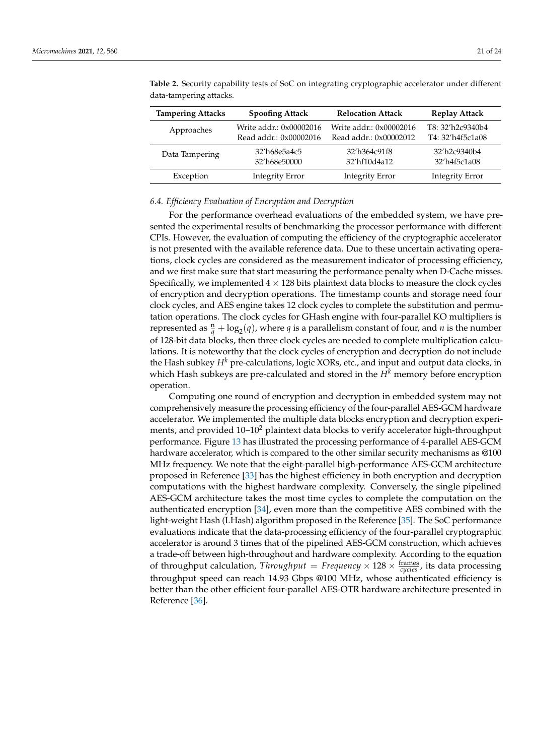**Table 2.** Security capability tests of SoC on integrating cryptographic accelerator under different data-tampering attacks.

| Tampering Attacks | Spoofing Attack | Relocation Attack | Replay Attack |
|---|---|---|---|
| Approaches | Write addr.: 0x00002016<br>Read addr.: 0x00002016 | Write addr.: 0x00002016<br>Read addr.: 0x00002012 | T8: 32'h2c9340b4<br>T4: 32'h4f5c1a08 |
| Data Tampering | 32'h68e5a4c5<br>32'h68e50000 | 32'h364c91f8<br>32'hf10d4a12 | 32'h2c9340b4<br>32'h4f5c1a08 |
| Exception | Integrity Error | Integrity Error | Integrity Error |

### 6.4. Efficiency Evaluation of Encryption and Decryption

For the performance overhead evaluations of the embedded system, we have presented the experimental results of benchmarking the processor performance with different CPIs. However, the evaluation of computing the efficiency of the cryptographic accelerator is not presented with the available reference data. Due to these uncertain activating operations, clock cycles are considered as the measurement indicator of processing efficiency, and we first make sure that start measuring the performance penalty when D-Cache misses. Specifically, we implemented $4 \times 128$ bits plaintext data blocks to measure the clock cycles of encryption and decryption operations. The timestamp counts and storage need four clock cycles, and AES engine takes 12 clock cycles to complete the substitution and permutation operations. The clock cycles for GHash engine with four-parallel KO multipliers is represented as $\frac{n}{q} + \log_2(q)$, where $q$ is a parallelism constant of four, and $n$ is the number of 128-bit data blocks, then three clock cycles are needed to complete multiplication calculations. It is noteworthy that the clock cycles of encryption and decryption do not include the Hash subkey $H^k$ pre-calculations, logic XORs, etc., and input and output data clocks, in which Hash subkeys are pre-calculated and stored in the $H^k$ memory before encryption operation.

Computing one round of encryption and decryption in embedded system may not comprehensively measure the processing efficiency of the four-parallel AES-GCM hardware accelerator. We implemented the multiple data blocks encryption and decryption experiments, and provided 10–$10^2$ plaintext data blocks to verify accelerator high-throughput performance. Figure 13 has illustrated the processing performance of 4-parallel AES-GCM hardware accelerator, which is compared to the other similar security mechanisms as @100 MHz frequency. We note that the eight-parallel high-performance AES-GCM architecture proposed in Reference [33] has the highest efficiency in both encryption and decryption computations with the highest hardware complexity. Conversely, the single pipelined AES-GCM architecture takes the most time cycles to complete the computation on the authenticated encryption [34], even more than the competitive AES combined with the light-weight Hash (LHash) algorithm proposed in the Reference [35]. The SoC performance evaluations indicate that the data-processing efficiency of the four-parallel cryptographic accelerator is around 3 times that of the pipelined AES-GCM construction, which achieves a trade-off between high-throughput and hardware complexity. According to the equation of throughput calculation, $Throughput = Frequency \times 128 \times \frac{\text{frames}}{cycles}$, its data processing throughput speed can reach 14.93 Gbps @100 MHz, whose authenticated efficiency is better than the other efficient four-parallel AES-OTR hardware architecture presented in Reference [36].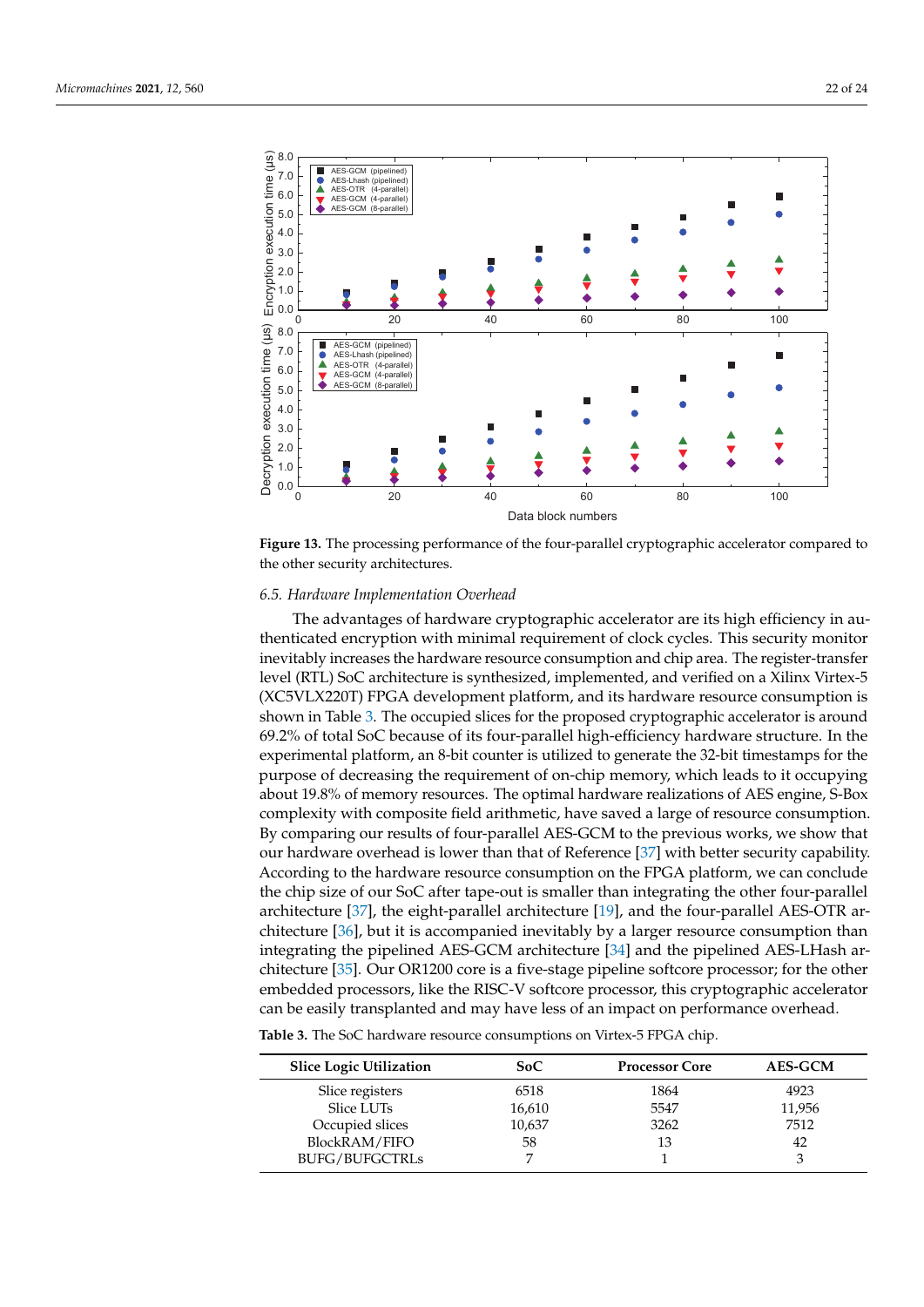**Figure 13.** The processing performance of the four-parallel cryptographic accelerator compared to the other security architectures.

### 6.5. Hardware Implementation Overhead

The advantages of hardware cryptographic accelerator are its high efficiency in authenticated encryption with minimal requirement of clock cycles. This security monitor inevitably increases the hardware resource consumption and chip area. The register-transfer level (RTL) SoC architecture is synthesized, implemented, and verified on a Xilinx Virtex-5 (XC5VLX220T) FPGA development platform, and its hardware resource consumption is shown in Table 3. The occupied slices for the proposed cryptographic accelerator is around 69.2% of total SoC because of its four-parallel high-efficiency hardware structure. In the experimental platform, an 8-bit counter is utilized to generate the 32-bit timestamps for the purpose of decreasing the requirement of on-chip memory, which leads to it occupying about 19.8% of memory resources. The optimal hardware realizations of AES engine, S-Box complexity with composite field arithmetic, have saved a large of resource consumption. By comparing our results of four-parallel AES-GCM to the previous works, we show that our hardware overhead is lower than that of Reference [37] with better security capability. According to the hardware resource consumption on the FPGA platform, we can conclude the chip size of our SoC after tape-out is smaller than integrating the other four-parallel architecture [37], the eight-parallel architecture [19], and the four-parallel AES-OTR architecture [36], but it is accompanied inevitably by a larger resource consumption than integrating the pipelined AES-GCM architecture [34] and the pipelined AES-LHash architecture [35]. Our OR1200 core is a five-stage pipeline softcore processor; for the other embedded processors, like the RISC-V softcore processor, this cryptographic accelerator can be easily transplanted and may have less of an impact on performance overhead.

**Table 3.** The SoC hardware resource consumptions on Virtex-5 FPGA chip.

| Slice Logic Utilization | SoC | Processor Core | AES-GCM |
|---|---|---|---|
| Slice registers | 6518 | 1864 | 4923 |
| Slice LUTs | 16,610 | 5547 | 11,956 |
| Occupied slices | 10,637 | 3262 | 7512 |
| BlockRAM/FIFO | 58 | 13 | 42 |
| BUFG/BUFGCTRLs | 7 | 1 | 3 |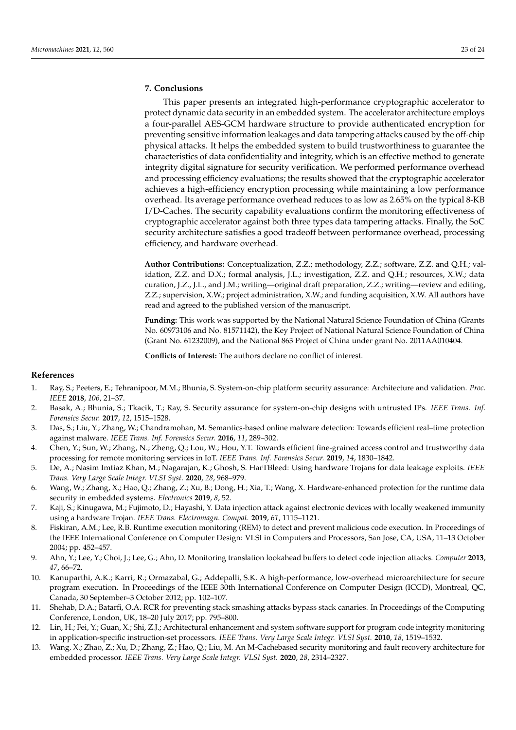## 7. Conclusions

This paper presents an integrated high-performance cryptographic accelerator to protect dynamic data security in an embedded system. The accelerator architecture employs a four-parallel AES-GCM hardware structure to provide authenticated encryption for preventing sensitive information leakages and data tampering attacks caused by the off-chip physical attacks. It helps the embedded system to build trustworthiness to guarantee the characteristics of data confidentiality and integrity, which is an effective method to generate integrity digital signature for security verification. We performed performance overhead and processing efficiency evaluations; the results showed that the cryptographic accelerator achieves a high-efficiency encryption processing while maintaining a low performance overhead. Its average performance overhead reduces to as low as 2.65% on the typical 8-KB I/D-Caches. The security capability evaluations confirm the monitoring effectiveness of cryptographic accelerator against both three types data tampering attacks. Finally, the SoC security architecture satisfies a good tradeoff between performance overhead, processing efficiency, and hardware overhead.

**Author Contributions:** Conceptualization, Z.Z.; methodology, Z.Z.; software, Z.Z. and Q.H.; validation, Z.Z. and D.X.; formal analysis, J.L.; investigation, Z.Z. and Q.H.; resources, X.W.; data curation, J.Z., J.L., and J.M.; writing—original draft preparation, Z.Z.; writing—review and editing, Z.Z.; supervision, X.W.; project administration, X.W.; and funding acquisition, X.W. All authors have read and agreed to the published version of the manuscript.

**Funding:** This work was supported by the National Natural Science Foundation of China (Grants No. 60973106 and No. 81571142), the Key Project of National Natural Science Foundation of China (Grant No. 61232009), and the National 863 Project of China under grant No. 2011AA010404.

**Conflicts of Interest:** The authors declare no conflict of interest.

## References

1. Ray, S.; Peeters, E.; Tehranipoor, M.M.; Bhunia, S. System-on-chip platform security assurance: Architecture and validation. *Proc. IEEE* **2018**, *106*, 21–37.
2. Basak, A.; Bhunia, S.; Tkacik, T.; Ray, S. Security assurance for system-on-chip designs with untrusted IPs. *IEEE Trans. Inf. Forensics Secur.* **2017**, *12*, 1515–1528.
3. Das, S.; Liu, Y.; Zhang, W.; Chandramohan, M. Semantics-based online malware detection: Towards efficient real–time protection against malware. *IEEE Trans. Inf. Forensics Secur.* **2016**, *11*, 289–302.
4. Chen, Y.; Sun, W.; Zhang, N.; Zheng, Q.; Lou, W.; Hou, Y.T. Towards efficient fine-grained access control and trustworthy data processing for remote monitoring services in IoT. *IEEE Trans. Inf. Forensics Secur.* **2019**, *14*, 1830–1842.
5. De, A.; Nasim Imtiaz Khan, M.; Nagarajan, K.; Ghosh, S. HarTBleed: Using hardware Trojans for data leakage exploits. *IEEE Trans. Very Large Scale Integr. VLSI Syst.* **2020**, *28*, 968–979.
6. Wang, W.; Zhang, X.; Hao, Q.; Zhang, Z.; Xu, B.; Dong, H.; Xia, T.; Wang, X. Hardware-enhanced protection for the runtime data security in embedded systems. *Electronics* **2019**, *8*, 52.
7. Kaji, S.; Kinugawa, M.; Fujimoto, D.; Hayashi, Y. Data injection attack against electronic devices with locally weakened immunity using a hardware Trojan. *IEEE Trans. Electromagn. Compat.* **2019**, *61*, 1115–1121.
8. Fiskiran, A.M.; Lee, R.B. Runtime execution monitoring (REM) to detect and prevent malicious code execution. In Proceedings of the IEEE International Conference on Computer Design: VLSI in Computers and Processors, San Jose, CA, USA, 11–13 October 2004; pp. 452–457.
9. Ahn, Y.; Lee, Y.; Choi, J.; Lee, G.; Ahn, D. Monitoring translation lookahead buffers to detect code injection attacks. *Computer* **2013**, *47*, 66–72.
10. Kanuparthi, A.K.; Karri, R.; Ormazabal, G.; Addepalli, S.K. A high-performance, low-overhead microarchitecture for secure program execution. In Proceedings of the IEEE 30th International Conference on Computer Design (ICCD), Montreal, QC, Canada, 30 September–3 October 2012; pp. 102–107.
11. Shehab, D.A.; Batarfi, O.A. RCR for preventing stack smashing attacks bypass stack canaries. In Proceedings of the Computing Conference, London, UK, 18–20 July 2017; pp. 795–800.
12. Lin, H.; Fei, Y.; Guan, X.; Shi, Z.J.; Architectural enhancement and system software support for program code integrity monitoring in application-specific instruction-set processors. *IEEE Trans. Very Large Scale Integr. VLSI Syst.* **2010**, *18*, 1519–1532.
13. Wang, X.; Zhao, Z.; Xu, D.; Zhang, Z.; Hao, Q.; Liu, M. An M-Cachebased security monitoring and fault recovery architecture for embedded processor. *IEEE Trans. Very Large Scale Integr. VLSI Syst.* **2020**, *28*, 2314–2327.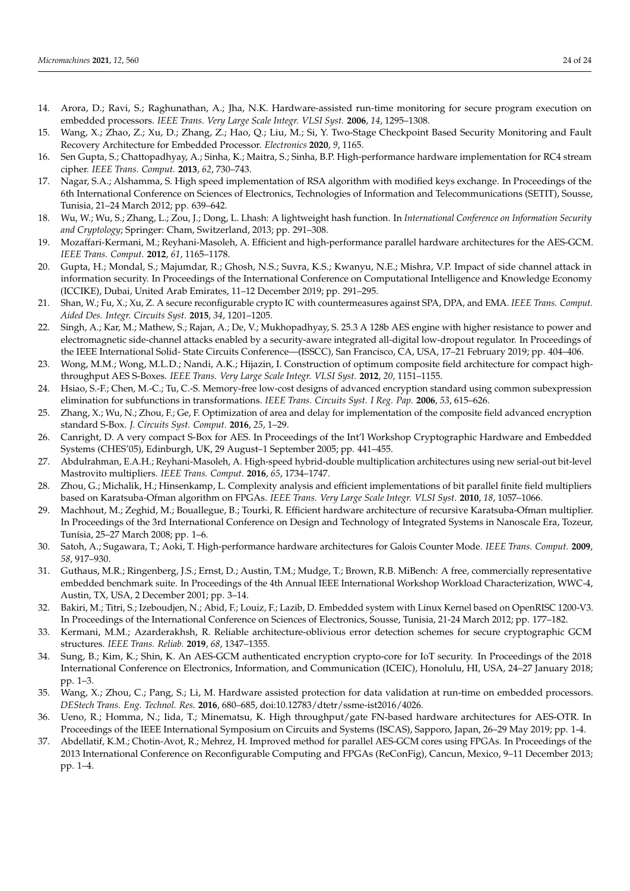14. Arora, D.; Ravi, S.; Raghunathan, A.; Jha, N.K. Hardware-assisted run-time monitoring for secure program execution on embedded processors. *IEEE Trans. Very Large Scale Integr. VLSI Syst.* **2006**, *14*, 1295–1308.
15. Wang, X.; Zhao, Z.; Xu, D.; Zhang, Z.; Hao, Q.; Liu, M.; Si, Y. Two-Stage Checkpoint Based Security Monitoring and Fault Recovery Architecture for Embedded Processor. *Electronics* **2020**, *9*, 1165.
16. Sen Gupta, S.; Chattopadhyay, A.; Sinha, K.; Maitra, S.; Sinha, B.P. High-performance hardware implementation for RC4 stream cipher. *IEEE Trans. Comput.* **2013**, *62*, 730–743.
17. Nagar, S.A.; Alshamma, S. High speed implementation of RSA algorithm with modified keys exchange. In Proceedings of the 6th International Conference on Sciences of Electronics, Technologies of Information and Telecommunications (SETIT), Sousse, Tunisia, 21–24 March 2012; pp. 639–642.
18. Wu, W.; Wu, S.; Zhang, L.; Zou, J.; Dong, L. Lhash: A lightweight hash function. In *International Conference on Information Security and Cryptology*; Springer: Cham, Switzerland, 2013; pp. 291–308.
19. Mozaffari-Kermani, M.; Reyhani-Masoleh, A. Efficient and high-performance parallel hardware architectures for the AES-GCM. *IEEE Trans. Comput.* **2012**, *61*, 1165–1178.
20. Gupta, H.; Mondal, S.; Majumdar, R.; Ghosh, N.S.; Suvra, K.S.; Kwanyu, N.E.; Mishra, V.P. Impact of side channel attack in information security. In Proceedings of the International Conference on Computational Intelligence and Knowledge Economy (ICCIKE), Dubai, United Arab Emirates, 11–12 December 2019; pp. 291–295.
21. Shan, W.; Fu, X.; Xu, Z. A secure reconfigurable crypto IC with countermeasures against SPA, DPA, and EMA. *IEEE Trans. Comput. Aided Des. Integr. Circuits Syst.* **2015**, *34*, 1201–1205.
22. Singh, A.; Kar, M.; Mathew, S.; Rajan, A.; De, V.; Mukhopadhyay, S. 25.3 A 128b AES engine with higher resistance to power and electromagnetic side-channel attacks enabled by a security-aware integrated all-digital low-dropout regulator. In Proceedings of the IEEE International Solid- State Circuits Conference—(ISSCC), San Francisco, CA, USA, 17–21 February 2019; pp. 404–406.
23. Wong, M.M.; Wong, M.L.D.; Nandi, A.K.; Hijazin, I. Construction of optimum composite field architecture for compact high-throughput AES S-Boxes. *IEEE Trans. Very Large Scale Integr. VLSI Syst.* **2012**, *20*, 1151–1155.
24. Hsiao, S.-F.; Chen, M.-C.; Tu, C.-S. Memory-free low-cost designs of advanced encryption standard using common subexpression elimination for subfunctions in transformations. *IEEE Trans. Circuits Syst. I Reg. Pap.* **2006**, *53*, 615–626.
25. Zhang, X.; Wu, N.; Zhou, F.; Ge, F. Optimization of area and delay for implementation of the composite field advanced encryption standard S-Box. *J. Circuits Syst. Comput.* **2016**, *25*, 1–29.
26. Canright, D. A very compact S-Box for AES. In Proceedings of the Int'l Workshop Cryptographic Hardware and Embedded Systems (CHES'05), Edinburgh, UK, 29 August–1 September 2005; pp. 441–455.
27. Abdulrahman, E.A.H.; Reyhani-Masoleh, A. High-speed hybrid-double multiplication architectures using new serial-out bit-level Mastrovito multipliers. *IEEE Trans. Comput.* **2016**, *65*, 1734–1747.
28. Zhou, G.; Michalik, H.; Hinsenkamp, L. Complexity analysis and efficient implementations of bit parallel finite field multipliers based on Karatsuba-Ofman algorithm on FPGAs. *IEEE Trans. Very Large Scale Integr. VLSI Syst.* **2010**, *18*, 1057–1066.
29. Machhout, M.; Zeghid, M.; Bouallegue, B.; Tourki, R. Efficient hardware architecture of recursive Karatsuba-Ofman multiplier. In Proceedings of the 3rd International Conference on Design and Technology of Integrated Systems in Nanoscale Era, Tozeur, Tunísia, 25–27 March 2008; pp. 1–6.
30. Satoh, A.; Sugawara, T.; Aoki, T. High-performance hardware architectures for Galois Counter Mode. *IEEE Trans. Comput.* **2009**, *58*, 917–930.
31. Guthaus, M.R.; Ringenberg, J.S.; Ernst, D.; Austin, T.M.; Mudge, T.; Brown, R.B. MiBench: A free, commercially representative embedded benchmark suite. In Proceedings of the 4th Annual IEEE International Workshop Workload Characterization, WWC-4, Austin, TX, USA, 2 December 2001; pp. 3–14.
32. Bakiri, M.; Titri, S.; Izeboudjen, N.; Abid, F.; Louiz, F.; Lazib, D. Embedded system with Linux Kernel based on OpenRISC 1200-V3. In Proceedings of the International Conference on Sciences of Electronics, Sousse, Tunisia, 21-24 March 2012; pp. 177–182.
33. Kermani, M.M.; Azarderakhsh, R. Reliable architecture-oblivious error detection schemes for secure cryptographic GCM structures. *IEEE Trans. Reliab.* **2019**, *68*, 1347–1355.
34. Sung, B.; Kim, K.; Shin, K. An AES-GCM authenticated encryption crypto-core for IoT security. In Proceedings of the 2018 International Conference on Electronics, Information, and Communication (ICEIC), Honolulu, HI, USA, 24–27 January 2018; pp. 1–3.
35. Wang, X.; Zhou, C.; Pang, S.; Li, M. Hardware assisted protection for data validation at run-time on embedded processors. *DEStech Trans. Eng. Technol. Res.* **2016**, 680–685, doi:10.12783/dtetr/ssme-ist2016/4026.
36. Ueno, R.; Homma, N.; Iida, T.; Minematsu, K. High throughput/gate FN-based hardware architectures for AES-OTR. In Proceedings of the IEEE International Symposium on Circuits and Systems (ISCAS), Sapporo, Japan, 26–29 May 2019; pp. 1-4.
37. Abdellatif, K.M.; Chotin-Avot, R.; Mehrez, H. Improved method for parallel AES-GCM cores using FPGAs. In Proceedings of the 2013 International Conference on Reconfigurable Computing and FPGAs (ReConFig), Cancun, Mexico, 9–11 December 2013; pp. 1–4.